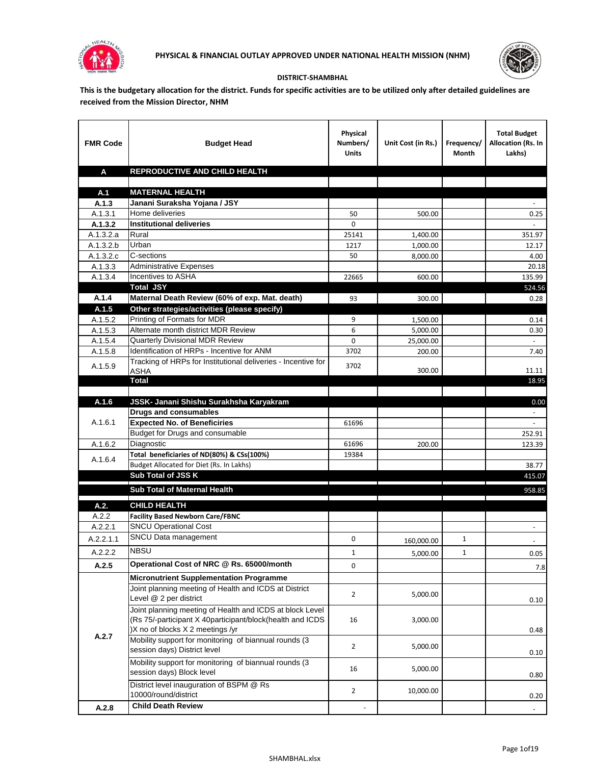**PHYSICAL & FINANCIAL OUTLAY APPROVED UNDER NATIONAL HEALTH MISSION (NHM)**

**DISTRICT-SHAMBHAL**

**This is the budgetary allocation for the district. Funds for specific activities are to be utilized only after detailed guidelines are received from the Mission Director, NHM**

| FMR Code | Budget Head | Physical Numbers/ Units | Unit Cost (in Rs.) | Frequency/ Month | Total Budget Allocation (Rs. In Lakhs) |
|---|---|---|---|---|---|
| **A** | **REPRODUCTIVE AND CHILD HEALTH** | | | | |
| | | | | | |
| **A.1** | **MATERNAL HEALTH** | | | | |
| **A.1.3** | **Janani Suraksha Yojana / JSY** | | | | - |
| A.1.3.1 | Home deliveries | 50 | 500.00 | | 0.25 |
| **A.1.3.2** | **Institutional deliveries** | 0 | | | - |
| A.1.3.2.a | Rural | 25141 | 1,400.00 | | 351.97 |
| A.1.3.2.b | Urban | 1217 | 1,000.00 | | 12.17 |
| A.1.3.2.c | C-sections | 50 | 8,000.00 | | 4.00 |
| A.1.3.3 | Administrative Expenses | | | | 20.18 |
| A.1.3.4 | Incentives to ASHA | 22665 | 600.00 | | 135.99 |
| | **Total JSY** | | | | 524.56 |
| **A.1.4** | **Maternal Death Review (60% of exp. Mat. death)** | 93 | 300.00 | | 0.28 |
| **A.1.5** | **Other strategies/activities (please specify)** | | | | |
| A.1.5.2 | Printing of Formats for MDR | 9 | 1,500.00 | | 0.14 |
| A.1.5.3 | Alternate month district MDR Review | 6 | 5,000.00 | | 0.30 |
| A.1.5.4 | Quarterly Divisional MDR Review | 0 | 25,000.00 | | - |
| A.1.5.8 | Identification of HRPs - Incentive for ANM | 3702 | 200.00 | | 7.40 |
| A.1.5.9 | Tracking of HRPs for Institutional deliveries - Incentive for ASHA | 3702 | 300.00 | | 11.11 |
| | **Total** | | | | 18.95 |
| | | | | | |
| **A.1.6** | **JSSK- Janani Shishu Surakhsha Karyakram** | | | | 0.00 |
| A.1.6.1 | **Drugs and consumables** | | | | - |
| | **Expected No. of Beneficiries** | 61696 | | | - |
| | Budget for Drugs and consumable | | | | 252.91 |
| A.1.6.2 | Diagnostic | 61696 | 200.00 | | 123.39 |
| A.1.6.4 | Total beneficiaries of ND(80%) & CSs(100%) | 19384 | | | |
| | Budget Allocated for Diet (Rs. In Lakhs) | | | | 38.77 |
| | **Sub Total of JSS K** | | | | 415.07 |
| | **Sub Total of Maternal Health** | | | | 958.85 |
| **A.2.** | **CHILD HEALTH** | | | | |
| A.2.2 | **Facility Based Newborn Care/FBNC** | | | | |
| A.2.2.1 | SNCU Operational Cost | | | | - |
| A.2.2.1.1 | SNCU Data management | 0 | 160,000.00 | 1 | - |
| A.2.2.2 | NBSU | 1 | 5,000.00 | 1 | 0.05 |
| **A.2.5** | **Operational Cost of NRC @ Rs. 65000/month** | 0 | | | 7.8 |
| A.2.7 | **Micronutrient Supplementation Programme** | | | | |
| | Joint planning meeting of Health and ICDS at District Level @ 2 per district | 2 | 5,000.00 | | 0.10 |
| | Joint planning meeting of Health and ICDS at block Level (Rs 75/-participant X 40participant/block(health and ICDS )X no of blocks X 2 meetings /yr | 16 | 3,000.00 | | 0.48 |
| | Mobility support for monitoring of biannual rounds (3 session days) District level | 2 | 5,000.00 | | 0.10 |
| | Mobility support for monitoring of biannual rounds (3 session days) Block level | 16 | 5,000.00 | | 0.80 |
| | District level inauguration of BSPM @ Rs 10000/round/district | 2 | 10,000.00 | | 0.20 |
| **A.2.8** | **Child Death Review** | - | | | - |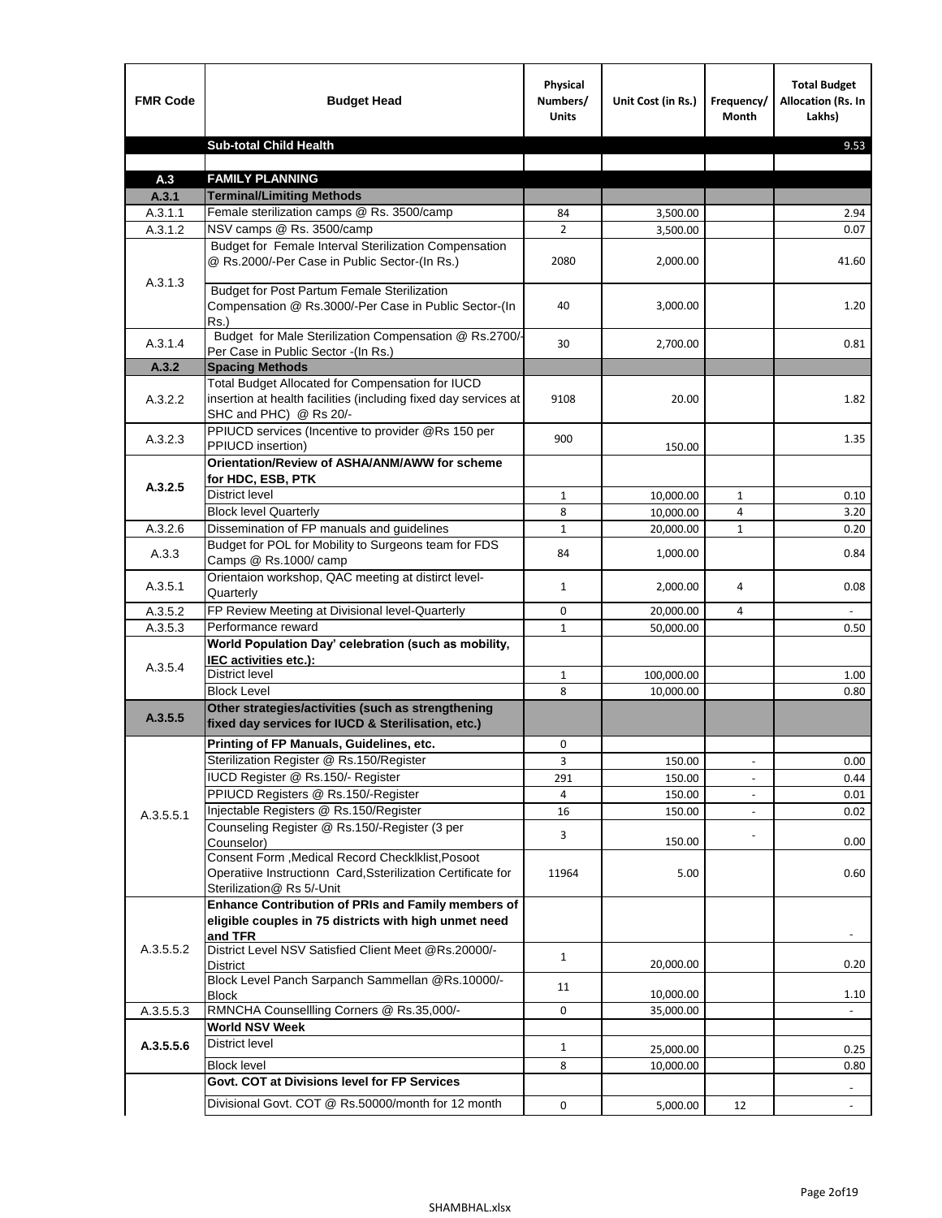| FMR Code | Budget Head | Physical Numbers/ Units | Unit Cost (in Rs.) | Frequency/ Month | Total Budget Allocation (Rs. In Lakhs) |
|---|---|---|---|---|---|
| | **Sub-total Child Health** | | | | 9.53 |
| | | | | | |
| **A.3** | **FAMILY PLANNING** | | | | |
| **A.3.1** | **Terminal/Limiting Methods** | | | | |
| A.3.1.1 | Female sterilization camps @ Rs. 3500/camp | 84 | 3,500.00 | | 2.94 |
| A.3.1.2 | NSV camps @ Rs. 3500/camp | 2 | 3,500.00 | | 0.07 |
| A.3.1.3 | Budget for Female Interval Sterilization Compensation @ Rs.2000/-Per Case in Public Sector-(In Rs.) | 2080 | 2,000.00 | | 41.60 |
| | Budget for Post Partum Female Sterilization Compensation @ Rs.3000/-Per Case in Public Sector-(In Rs.) | 40 | 3,000.00 | | 1.20 |
| A.3.1.4 | Budget for Male Sterilization Compensation @ Rs.2700/-Per Case in Public Sector -(In Rs.) | 30 | 2,700.00 | | 0.81 |
| **A.3.2** | **Spacing Methods** | | | | |
| A.3.2.2 | Total Budget Allocated for Compensation for IUCD insertion at health facilities (including fixed day services at SHC and PHC) @ Rs 20/- | 9108 | 20.00 | | 1.82 |
| A.3.2.3 | PPIUCD services (Incentive to provider @Rs 150 per PPIUCD insertion) | 900 | 150.00 | | 1.35 |
| **A.3.2.5** | **Orientation/Review of ASHA/ANM/AWW for scheme for HDC, ESB, PTK** | | | | |
| | District level | 1 | 10,000.00 | 1 | 0.10 |
| | Block level Quarterly | 8 | 10,000.00 | 4 | 3.20 |
| A.3.2.6 | Dissemination of FP manuals and guidelines | 1 | 20,000.00 | 1 | 0.20 |
| A.3.3 | Budget for POL for Mobility to Surgeons team for FDS Camps @ Rs.1000/ camp | 84 | 1,000.00 | | 0.84 |
| A.3.5.1 | Orientaion workshop, QAC meeting at distirct level-Quarterly | 1 | 2,000.00 | 4 | 0.08 |
| A.3.5.2 | FP Review Meeting at Divisional level-Quarterly | 0 | 20,000.00 | 4 | - |
| A.3.5.3 | Performance reward | 1 | 50,000.00 | | 0.50 |
| A.3.5.4 | **World Population Day' celebration (such as mobility, IEC activities etc.):** | | | | |
| | District level | 1 | 100,000.00 | | 1.00 |
| | Block Level | 8 | 10,000.00 | | 0.80 |
| **A.3.5.5** | **Other strategies/activities (such as strengthening fixed day services for IUCD & Sterilisation, etc.)** | | | | |
| A.3.5.5.1 | **Printing of FP Manuals, Guidelines, etc.** | 0 | | | |
| | Sterilization Register @ Rs.150/Register | 3 | 150.00 | - | 0.00 |
| | IUCD Register @ Rs.150/- Register | 291 | 150.00 | - | 0.44 |
| | PPIUCD Registers @ Rs.150/-Register | 4 | 150.00 | - | 0.01 |
| | Injectable Registers @ Rs.150/Register | 16 | 150.00 | - | 0.02 |
| | Counseling Register @ Rs.150/-Register (3 per Counselor) | 3 | 150.00 | - | 0.00 |
| | Consent Form ,Medical Record Checklklist,Posoot Operatiive Instructionn Card,Ssterilization Certificate for Sterilization@ Rs 5/-Unit | 11964 | 5.00 | | 0.60 |
| A.3.5.5.2 | **Enhance Contribution of PRIs and Family members of eligible couples in 75 districts with high unmet need and TFR** | | | | - |
| | District Level NSV Satisfied Client Meet @Rs.20000/-District | 1 | 20,000.00 | | 0.20 |
| | Block Level Panch Sarpanch Sammellan @Rs.10000/-Block | 11 | 10,000.00 | | 1.10 |
| A.3.5.5.3 | RMNCHA Counsellling Corners @ Rs.35,000/- | 0 | 35,000.00 | | - |
| **A.3.5.5.6** | **World NSV Week** | | | | |
| | District level | 1 | 25,000.00 | | 0.25 |
| | Block level | 8 | 10,000.00 | | 0.80 |
| | **Govt. COT at Divisions level for FP Services** | | | | - |
| | Divisional Govt. COT @ Rs.50000/month for 12 month | 0 | 5,000.00 | 12 | - |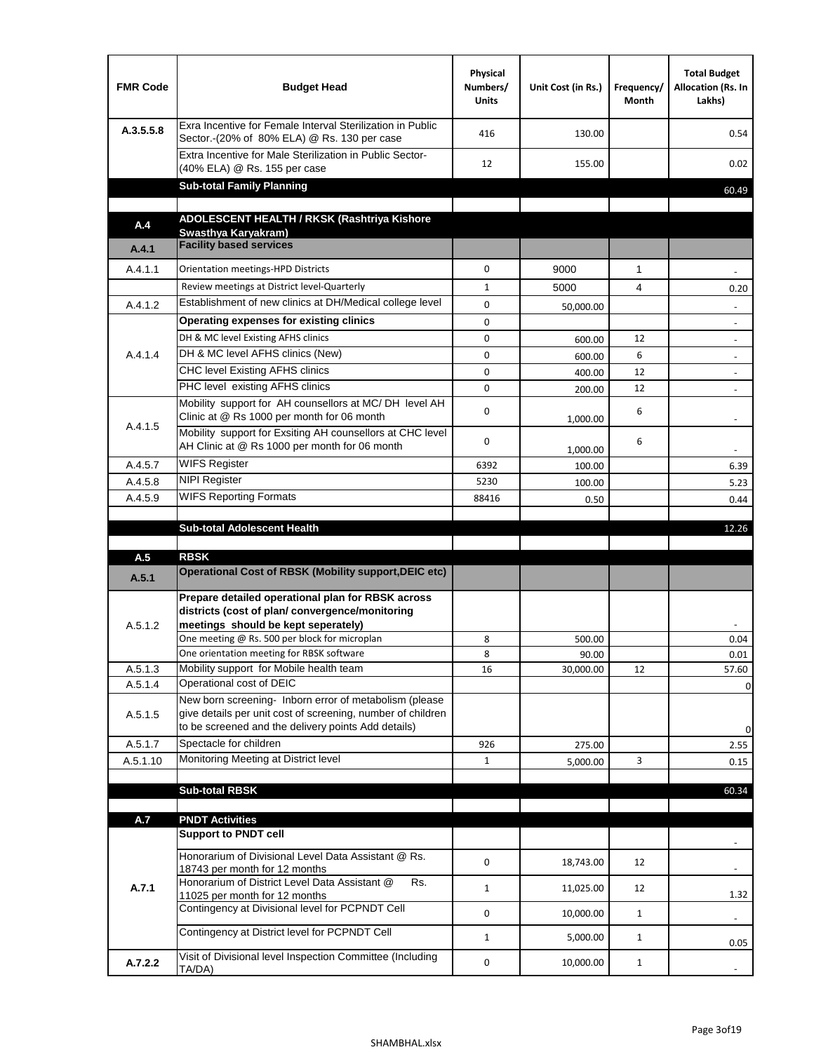| FMR Code | Budget Head | Physical Numbers/ Units | Unit Cost (in Rs.) | Frequency/ Month | Total Budget Allocation (Rs. In Lakhs) |
|---|---|---|---|---|---|
| A.3.5.5.8 | Exra Incentive for Female Interval Sterilization in Public Sector.-(20% of 80% ELA) @ Rs. 130 per case | 416 | 130.00 | | 0.54 |
| | Extra Incentive for Male Sterilization in Public Sector-(40% ELA) @ Rs. 155 per case | 12 | 155.00 | | 0.02 |
| | **Sub-total Family Planning** | | | | 60.49 |
| | | | | | |
| **A.4** | **ADOLESCENT HEALTH / RKSK (Rashtriya Kishore Swasthya Karyakram)** | | | | |
| **A.4.1** | **Facility based services** | | | | |
| A.4.1.1 | Orientation meetings-HPD Districts | 0 | 9000 | 1 | - |
| | Review meetings at District level-Quarterly | 1 | 5000 | 4 | 0.20 |
| A.4.1.2 | Establishment of new clinics at DH/Medical college level | 0 | 50,000.00 | | - |
| A.4.1.4 | **Operating expenses for existing clinics** | 0 | | | - |
| | DH & MC level Existing AFHS clinics | 0 | 600.00 | 12 | - |
| | DH & MC level AFHS clinics (New) | 0 | 600.00 | 6 | - |
| | CHC level Existing AFHS clinics | 0 | 400.00 | 12 | - |
| | PHC level existing AFHS clinics | 0 | 200.00 | 12 | - |
| A.4.1.5 | Mobility support for AH counsellors at MC/ DH level AH Clinic at @ Rs 1000 per month for 06 month | 0 | 1,000.00 | 6 | - |
| | Mobility support for Exsiting AH counsellors at CHC level AH Clinic at @ Rs 1000 per month for 06 month | 0 | 1,000.00 | 6 | - |
| A.4.5.7 | WIFS Register | 6392 | 100.00 | | 6.39 |
| A.4.5.8 | NIPI Register | 5230 | 100.00 | | 5.23 |
| A.4.5.9 | WIFS Reporting Formats | 88416 | 0.50 | | 0.44 |
| | | | | | |
| | **Sub-total Adolescent Health** | | | | 12.26 |
| | | | | | |
| **A.5** | **RBSK** | | | | |
| **A.5.1** | **Operational Cost of RBSK (Mobility support,DEIC etc)** | | | | |
| A.5.1.2 | **Prepare detailed operational plan for RBSK across districts (cost of plan/ convergence/monitoring meetings should be kept seperately)** | | | | - |
| | One meeting @ Rs. 500 per block for microplan | 8 | 500.00 | | 0.04 |
| | One orientation meeting for RBSK software | 8 | 90.00 | | 0.01 |
| A.5.1.3 | Mobility support for Mobile health team | 16 | 30,000.00 | 12 | 57.60 |
| A.5.1.4 | Operational cost of DEIC | | | | 0 |
| A.5.1.5 | New born screening- Inborn error of metabolism (please give details per unit cost of screening, number of children to be screened and the delivery points Add details) | | | | 0 |
| A.5.1.7 | Spectacle for children | 926 | 275.00 | | 2.55 |
| A.5.1.10 | Monitoring Meeting at District level | 1 | 5,000.00 | 3 | 0.15 |
| | | | | | |
| | **Sub-total RBSK** | | | | 60.34 |
| | | | | | |
| **A.7** | **PNDT Activities** | | | | |
| **A.7.1** | **Support to PNDT cell** | | | | - |
| | Honorarium of Divisional Level Data Assistant @ Rs. 18743 per month for 12 months | 0 | 18,743.00 | 12 | - |
| | Honorarium of District Level Data Assistant @ Rs. 11025 per month for 12 months | 1 | 11,025.00 | 12 | 1.32 |
| | Contingency at Divisional level for PCPNDT Cell | 0 | 10,000.00 | 1 | - |
| | Contingency at District level for PCPNDT Cell | 1 | 5,000.00 | 1 | 0.05 |
| **A.7.2.2** | Visit of Divisional level Inspection Committee (Including TA/DA) | 0 | 10,000.00 | 1 | - |

SHAMBHAL.xlsx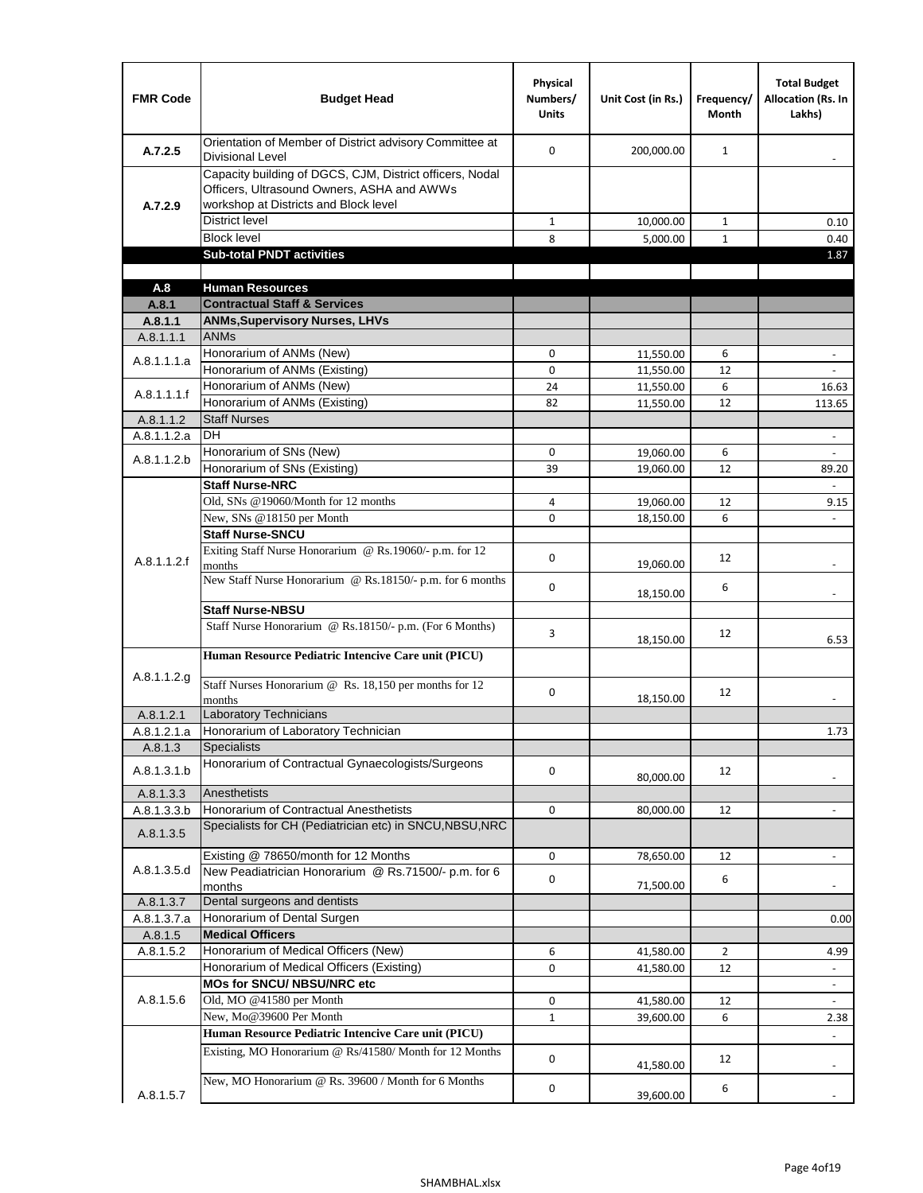| FMR Code | Budget Head | Physical Numbers/ Units | Unit Cost (in Rs.) | Frequency/ Month | Total Budget Allocation (Rs. In Lakhs) |
|---|---|---|---|---|---|
| A.7.2.5 | Orientation of Member of District advisory Committee at Divisional Level | 0 | 200,000.00 | 1 | - |
| A.7.2.9 | Capacity building of DGCS, CJM, District officers, Nodal Officers, Ultrasound Owners, ASHA and AWWs workshop at Districts and Block level | | | | |
| | District level | 1 | 10,000.00 | 1 | 0.10 |
| | Block level | 8 | 5,000.00 | 1 | 0.40 |
| | **Sub-total PNDT activities** | | | | 1.87 |
| | | | | | |
| **A.8** | **Human Resources** | | | | |
| **A.8.1** | **Contractual Staff & Services** | | | | |
| **A.8.1.1** | **ANMs,Supervisory Nurses, LHVs** | | | | |
| A.8.1.1.1 | ANMs | | | | |
| A.8.1.1.1.a | Honorarium of ANMs (New) | 0 | 11,550.00 | 6 | - |
| | Honorarium of ANMs (Existing) | 0 | 11,550.00 | 12 | - |
| A.8.1.1.1.f | Honorarium of ANMs (New) | 24 | 11,550.00 | 6 | 16.63 |
| | Honorarium of ANMs (Existing) | 82 | 11,550.00 | 12 | 113.65 |
| A.8.1.1.2 | Staff Nurses | | | | |
| A.8.1.1.2.a | DH | | | | - |
| A.8.1.1.2.b | Honorarium of SNs (New) | 0 | 19,060.00 | 6 | - |
| | Honorarium of SNs (Existing) | 39 | 19,060.00 | 12 | 89.20 |
| A.8.1.1.2.f | **Staff Nurse-NRC** | | | | - |
| | Old, SNs @19060/Month for 12 months | 4 | 19,060.00 | 12 | 9.15 |
| | New, SNs @18150 per Month | 0 | 18,150.00 | 6 | - |
| | **Staff Nurse-SNCU** | | | | |
| | Exiting Staff Nurse Honorarium @ Rs.19060/- p.m. for 12 months | 0 | 19,060.00 | 12 | - |
| | New Staff Nurse Honorarium @ Rs.18150/- p.m. for 6 months | 0 | 18,150.00 | 6 | - |
| | **Staff Nurse-NBSU** | | | | |
| | Staff Nurse Honorarium @ Rs.18150/- p.m. (For 6 Months) | 3 | 18,150.00 | 12 | 6.53 |
| A.8.1.1.2.g | **Human Resource Pediatric Intencive Care unit (PICU)** | | | | |
| | Staff Nurses Honorarium @ Rs. 18,150 per months for 12 months | 0 | 18,150.00 | 12 | - |
| A.8.1.2.1 | Laboratory Technicians | | | | |
| A.8.1.2.1.a | Honorarium of Laboratory Technician | | | | 1.73 |
| A.8.1.3 | Specialists | | | | |
| A.8.1.3.1.b | Honorarium of Contractual Gynaecologists/Surgeons | 0 | 80,000.00 | 12 | - |
| A.8.1.3.3 | Anesthetists | | | | |
| A.8.1.3.3.b | Honorarium of Contractual Anesthetists | 0 | 80,000.00 | 12 | - |
| A.8.1.3.5 | Specialists for CH (Pediatrician etc) in SNCU,NBSU,NRC | | | | |
| A.8.1.3.5.d | Existing @ 78650/month for 12 Months | 0 | 78,650.00 | 12 | - |
| | New Peadiatrician Honorarium @ Rs.71500/- p.m. for 6 months | 0 | 71,500.00 | 6 | - |
| A.8.1.3.7 | Dental surgeons and dentists | | | | |
| A.8.1.3.7.a | Honorarium of Dental Surgen | | | | 0.00 |
| A.8.1.5 | **Medical Officers** | | | | |
| A.8.1.5.2 | Honorarium of Medical Officers (New) | 6 | 41,580.00 | 2 | 4.99 |
| | Honorarium of Medical Officers (Existing) | 0 | 41,580.00 | 12 | - |
| A.8.1.5.6 | **MOs for SNCU/ NBSU/NRC etc** | | | | - |
| | Old, MO @41580 per Month | 0 | 41,580.00 | 12 | - |
| | New, Mo@39600 Per Month | 1 | 39,600.00 | 6 | 2.38 |
| A.8.1.5.7 | **Human Resource Pediatric Intencive Care unit (PICU)** | | | | - |
| | Existing, MO Honorarium @ Rs/41580/ Month for 12 Months | 0 | 41,580.00 | 12 | - |
| | New, MO Honorarium @ Rs. 39600 / Month for 6 Months | 0 | 39,600.00 | 6 | - |

SHAMBHAL.xlsx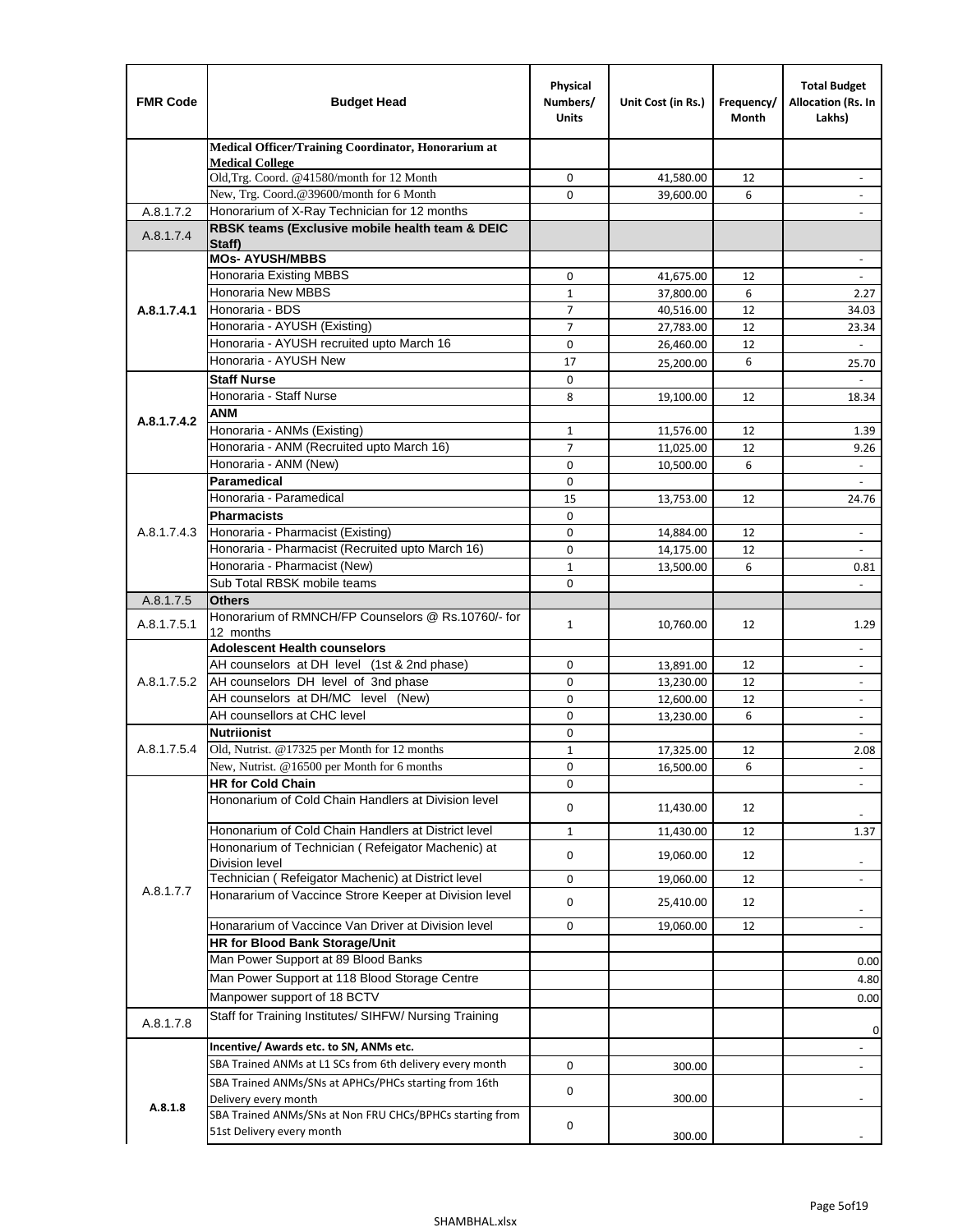| FMR Code | Budget Head | Physical Numbers/ Units | Unit Cost (in Rs.) | Frequency/ Month | Total Budget Allocation (Rs. In Lakhs) |
|---|---|---|---|---|---|
| | **Medical Officer/Training Coordinator, Honorarium at Medical College** | | | | |
| | Old,Trg. Coord. @41580/month for 12 Month | 0 | 41,580.00 | 12 | - |
| | New, Trg. Coord.@39600/month for 6 Month | 0 | 39,600.00 | 6 | - |
| A.8.1.7.2 | Honorarium of X-Ray Technician for 12 months | | | | - |
| A.8.1.7.4 | **RBSK teams (Exclusive mobile health team & DEIC Staff)** | | | | |
| A.8.1.7.4.1 | **MOs- AYUSH/MBBS** | | | | - |
| | Honoraria Existing MBBS | 0 | 41,675.00 | 12 | - |
| | Honoraria New MBBS | 1 | 37,800.00 | 6 | 2.27 |
| | Honoraria - BDS | 7 | 40,516.00 | 12 | 34.03 |
| | Honoraria - AYUSH (Existing) | 7 | 27,783.00 | 12 | 23.34 |
| | Honoraria - AYUSH recruited upto March 16 | 0 | 26,460.00 | 12 | - |
| | Honoraria - AYUSH New | 17 | 25,200.00 | 6 | 25.70 |
| A.8.1.7.4.2 | **Staff Nurse** | 0 | | | - |
| | Honoraria - Staff Nurse | 8 | 19,100.00 | 12 | 18.34 |
| | **ANM** | | | | |
| | Honoraria - ANMs (Existing) | 1 | 11,576.00 | 12 | 1.39 |
| | Honoraria - ANM (Recruited upto March 16) | 7 | 11,025.00 | 12 | 9.26 |
| | Honoraria - ANM (New) | 0 | 10,500.00 | 6 | - |
| A.8.1.7.4.3 | **Paramedical** | 0 | | | - |
| | Honoraria - Paramedical | 15 | 13,753.00 | 12 | 24.76 |
| | **Pharmacists** | 0 | | | |
| | Honoraria - Pharmacist (Existing) | 0 | 14,884.00 | 12 | - |
| | Honoraria - Pharmacist (Recruited upto March 16) | 0 | 14,175.00 | 12 | - |
| | Honoraria - Pharmacist (New) | 1 | 13,500.00 | 6 | 0.81 |
| | Sub Total RBSK mobile teams | 0 | | | - |
| A.8.1.7.5 | **Others** | | | | |
| A.8.1.7.5.1 | Honorarium of RMNCH/FP Counselors @ Rs.10760/- for 12 months | 1 | 10,760.00 | 12 | 1.29 |
| A.8.1.7.5.2 | **Adolescent Health counselors** | | | | - |
| | AH counselors at DH level (1st & 2nd phase) | 0 | 13,891.00 | 12 | - |
| | AH counselors DH level of 3nd phase | 0 | 13,230.00 | 12 | - |
| | AH counselors at DH/MC level (New) | 0 | 12,600.00 | 12 | - |
| | AH counsellors at CHC level | 0 | 13,230.00 | 6 | - |
| A.8.1.7.5.4 | **Nutriionist** | 0 | | | - |
| | Old, Nutrist. @17325 per Month for 12 months | 1 | 17,325.00 | 12 | 2.08 |
| | New, Nutrist. @16500 per Month for 6 months | 0 | 16,500.00 | 6 | - |
| A.8.1.7.7 | **HR for Cold Chain** | 0 | | | - |
| | Hononarium of Cold Chain Handlers at Division level | 0 | 11,430.00 | 12 | - |
| | Hononarium of Cold Chain Handlers at District level | 1 | 11,430.00 | 12 | 1.37 |
| | Hononarium of Technician ( Refeigator Machenic) at Division level | 0 | 19,060.00 | 12 | - |
| | Technician ( Refeigator Machenic) at District level | 0 | 19,060.00 | 12 | - |
| | Honararium of Vaccince Strore Keeper at Division level | 0 | 25,410.00 | 12 | - |
| | Honararium of Vaccince Van Driver at Division level | 0 | 19,060.00 | 12 | - |
| | **HR for Blood Bank Storage/Unit** | | | | |
| | Man Power Support at 89 Blood Banks | | | | 0.00 |
| | Man Power Support at 118 Blood Storage Centre | | | | 4.80 |
| | Manpower support of 18 BCTV | | | | 0.00 |
| A.8.1.7.8 | Staff for Training Institutes/ SIHFW/ Nursing Training | | | | 0 |
| A.8.1.8 | **Incentive/ Awards etc. to SN, ANMs etc.** | | | | - |
| | SBA Trained ANMs at L1 SCs from 6th delivery every month | 0 | 300.00 | | - |
| | SBA Trained ANMs/SNs at APHCs/PHCs starting from 16th Delivery every month | 0 | 300.00 | | - |
| | SBA Trained ANMs/SNs at Non FRU CHCs/BPHCs starting from 51st Delivery every month | 0 | 300.00 | | - |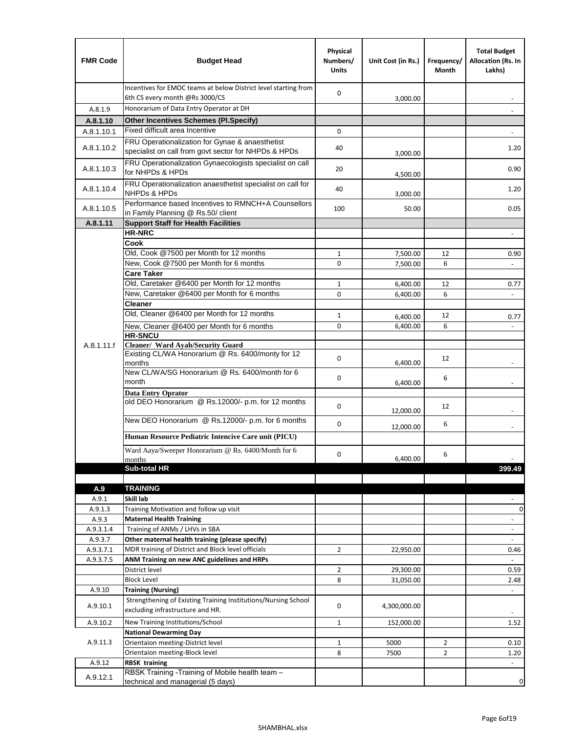| FMR Code | Budget Head | Physical Numbers/ Units | Unit Cost (in Rs.) | Frequency/ Month | Total Budget Allocation (Rs. In Lakhs) |
|---|---|---|---|---|---|
| | Incentives for EMOC teams at below District level starting from 6th CS every month @Rs 3000/CS | 0 | 3,000.00 | | - |
| A.8.1.9 | Honorarium of Data Entry Operator at DH | | | | - |
| **A.8.1.10** | **Other Incentives Schemes (Pl.Specify)** | | | | |
| A.8.1.10.1 | Fixed difficult area Incentive | 0 | | | - |
| A.8.1.10.2 | FRU Operationalization for Gynae & anaesthetist specialist on call from govt sector for NHPDs & HPDs | 40 | 3,000.00 | | 1.20 |
| A.8.1.10.3 | FRU Operationalization Gynaecologists specialist on call for NHPDs & HPDs | 20 | 4,500.00 | | 0.90 |
| A.8.1.10.4 | FRU Operationalization anaesthetist specialist on call for NHPDs & HPDs | 40 | 3,000.00 | | 1.20 |
| A.8.1.10.5 | Performance based Incentives to RMNCH+A Counsellors in Family Planning @ Rs.50/ client | 100 | 50.00 | | 0.05 |
| **A.8.1.11** | **Support Staff for Health Facilities** | | | | |
| A.8.1.11.f | **HR-NRC** | | | | - |
| | **Cook** | | | | |
| | Old, Cook @7500 per Month for 12 months | 1 | 7,500.00 | 12 | 0.90 |
| | New, Cook @7500 per Month for 6 months | 0 | 7,500.00 | 6 | - |
| | **Care Taker** | | | | |
| | Old, Caretaker @6400 per Month for 12 months | 1 | 6,400.00 | 12 | 0.77 |
| | New, Caretaker @6400 per Month for 6 months | 0 | 6,400.00 | 6 | - |
| | **Cleaner** | | | | |
| | Old, Cleaner @6400 per Month for 12 months | 1 | 6,400.00 | 12 | 0.77 |
| | New, Cleaner @6400 per Month for 6 months | 0 | 6,400.00 | 6 | - |
| | **HR-SNCU** | | | | |
| | **Cleaner/ Ward Ayah/Security Guard** | | | | |
| | Existing CL/WA Honorarium @ Rs. 6400/monty for 12 months | 0 | 6,400.00 | 12 | - |
| | New CL/WA/SG Honorarium @ Rs. 6400/month for 6 month | 0 | 6,400.00 | 6 | - |
| | **Data Entry Oprator** | | | | |
| | old DEO Honorarium @ Rs.12000/- p.m. for 12 months | 0 | 12,000.00 | 12 | - |
| | New DEO Honorarium @ Rs.12000/- p.m. for 6 months | 0 | 12,000.00 | 6 | - |
| | **Human Resource Pediatric Intencive Care unit (PICU)** | | | | |
| | Ward Aaya/Sweeper Honorarium @ Rs. 6400/Month for 6 months | 0 | 6,400.00 | 6 | - |
| | **Sub-total HR** | | | | **399.49** |
| | | | | | |
| **A.9** | **TRAINING** | | | | |
| A.9.1 | **Skill lab** | | | | - |
| A.9.1.3 | Training Motivation and follow up visit | | | | 0 |
| A.9.3 | **Maternal Health Training** | | | | - |
| A.9.3.1.4 | Training of ANMs / LHVs in SBA | | | | - |
| A.9.3.7 | **Other maternal health training (please specify)** | | | | - |
| A.9.3.7.1 | MDR training of District and Block level officials | 2 | 22,950.00 | | 0.46 |
| A.9.3.7.5 | **ANM Training on new ANC guidelines and HRPs** | | | | - |
| | District level | 2 | 29,300.00 | | 0.59 |
| | Block Level | 8 | 31,050.00 | | 2.48 |
| A.9.10 | **Training (Nursing)** | | | | - |
| A.9.10.1 | Strengthening of Existing Training Institutions/Nursing School excluding infrastructure and HR. | 0 | 4,300,000.00 | | - |
| A.9.10.2 | New Training Institutions/School | 1 | 152,000.00 | | 1.52 |
| A.9.11.3 | **National Dewarming Day** | | | | |
| | Orientaion meeting-District level | 1 | 5000 | 2 | 0.10 |
| | Orientaion meeting-Block level | 8 | 7500 | 2 | 1.20 |
| A.9.12 | **RBSK training** | | | | - |
| A.9.12.1 | RBSK Training -Training of Mobile health team – technical and managerial (5 days) | | | | 0 |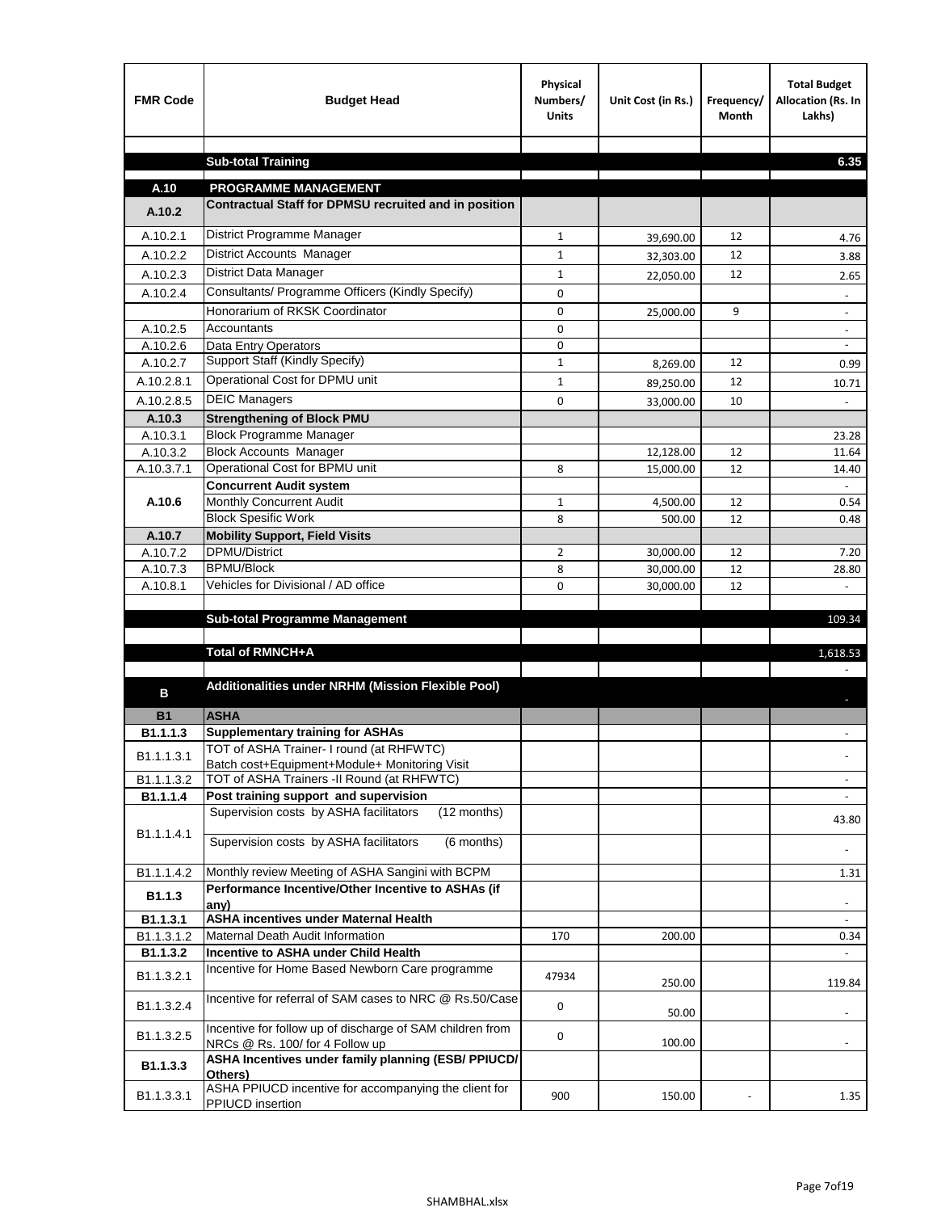| FMR Code | Budget Head | Physical Numbers/ Units | Unit Cost (in Rs.) | Frequency/ Month | Total Budget Allocation (Rs. In Lakhs) |
|---|---|---|---|---|---|
| | | | | | |
| | **Sub-total Training** | | | | **6.35** |
| | | | | | |
| **A.10** | **PROGRAMME MANAGEMENT** | | | | |
| **A.10.2** | **Contractual Staff for DPMSU recruited and in position** | | | | |
| A.10.2.1 | District Programme Manager | 1 | 39,690.00 | 12 | 4.76 |
| A.10.2.2 | District Accounts Manager | 1 | 32,303.00 | 12 | 3.88 |
| A.10.2.3 | District Data Manager | 1 | 22,050.00 | 12 | 2.65 |
| A.10.2.4 | Consultants/ Programme Officers (Kindly Specify) | 0 | | | - |
| | Honorarium of RKSK Coordinator | 0 | 25,000.00 | 9 | - |
| A.10.2.5 | Accountants | 0 | | | - |
| A.10.2.6 | Data Entry Operators | 0 | | | - |
| A.10.2.7 | Support Staff (Kindly Specify) | 1 | 8,269.00 | 12 | 0.99 |
| A.10.2.8.1 | Operational Cost for DPMU unit | 1 | 89,250.00 | 12 | 10.71 |
| A.10.2.8.5 | DEIC Managers | 0 | 33,000.00 | 10 | - |
| **A.10.3** | **Strengthening of Block PMU** | | | | |
| A.10.3.1 | Block Programme Manager | | | | 23.28 |
| A.10.3.2 | Block Accounts Manager | | 12,128.00 | 12 | 11.64 |
| A.10.3.7.1 | Operational Cost for BPMU unit | 8 | 15,000.00 | 12 | 14.40 |
| **A.10.6** | **Concurrent Audit system** | | | | - |
| | Monthly Concurrent Audit | 1 | 4,500.00 | 12 | 0.54 |
| | Block Spesific Work | 8 | 500.00 | 12 | 0.48 |
| **A.10.7** | **Mobility Support, Field Visits** | | | | |
| A.10.7.2 | DPMU/District | 2 | 30,000.00 | 12 | 7.20 |
| A.10.7.3 | BPMU/Block | 8 | 30,000.00 | 12 | 28.80 |
| A.10.8.1 | Vehicles for Divisional / AD office | 0 | 30,000.00 | 12 | - |
| | | | | | |
| | **Sub-total Programme Management** | | | | 109.34 |
| | | | | | |
| | **Total of RMNCH+A** | | | | 1,618.53 |
| | | | | | - |
| **B** | **Additionalities under NRHM (Mission Flexible Pool)** | | | | - |
| **B1** | **ASHA** | | | | |
| **B1.1.1.3** | **Supplementary training for ASHAs** | | | | - |
| B1.1.1.3.1 | TOT of ASHA Trainer- I round (at RHFWTC) Batch cost+Equipment+Module+ Monitoring Visit | | | | - |
| B1.1.1.3.2 | TOT of ASHA Trainers -II Round (at RHFWTC) | | | | - |
| **B1.1.1.4** | **Post training support and supervision** | | | | - |
| B1.1.1.4.1 | Supervision costs by ASHA facilitators (12 months) | | | | 43.80 |
| | Supervision costs by ASHA facilitators (6 months) | | | | - |
| B1.1.1.4.2 | Monthly review Meeting of ASHA Sangini with BCPM | | | | 1.31 |
| **B1.1.3** | **Performance Incentive/Other Incentive to ASHAs (if any)** | | | | - |
| **B1.1.3.1** | **ASHA incentives under Maternal Health** | | | | - |
| B1.1.3.1.2 | Maternal Death Audit Information | 170 | 200.00 | | 0.34 |
| **B1.1.3.2** | **Incentive to ASHA under Child Health** | | | | - |
| B1.1.3.2.1 | Incentive for Home Based Newborn Care programme | 47934 | 250.00 | | 119.84 |
| B1.1.3.2.4 | Incentive for referral of SAM cases to NRC @ Rs.50/Case | 0 | 50.00 | | - |
| B1.1.3.2.5 | Incentive for follow up of discharge of SAM children from NRCs @ Rs. 100/ for 4 Follow up | 0 | 100.00 | | - |
| **B1.1.3.3** | **ASHA Incentives under family planning (ESB/ PPIUCD/ Others)** | | | | |
| B1.1.3.3.1 | ASHA PPIUCD incentive for accompanying the client for PPIUCD insertion | 900 | 150.00 | - | 1.35 |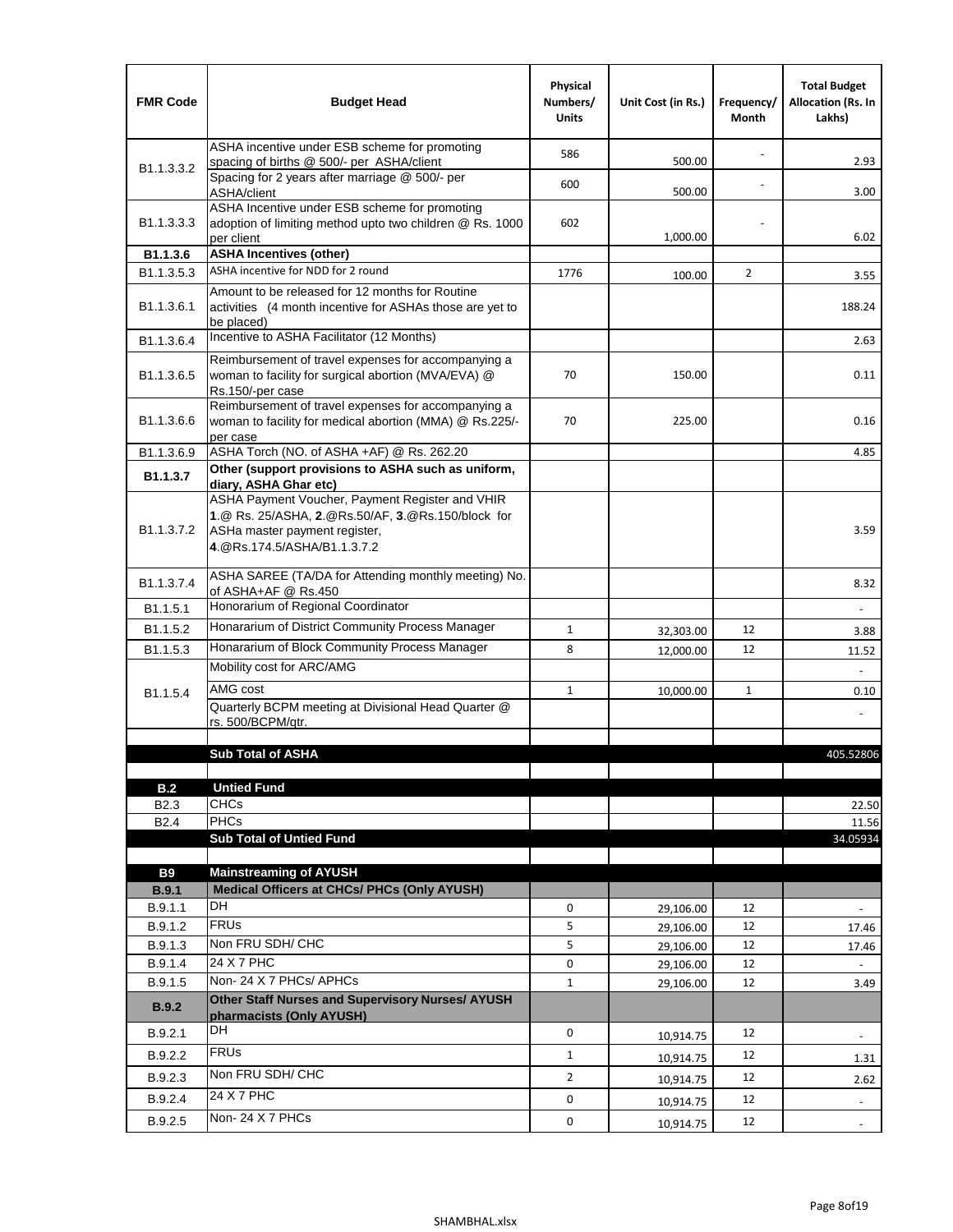| FMR Code | Budget Head | Physical Numbers/ Units | Unit Cost (in Rs.) | Frequency/ Month | Total Budget Allocation (Rs. In Lakhs) |
|---|---|---|---|---|---|
| B1.1.3.3.2 | ASHA incentive under ESB scheme for promoting spacing of births @ 500/- per ASHA/client | 586 | 500.00 | - | 2.93 |
| | Spacing for 2 years after marriage @ 500/- per ASHA/client | 600 | 500.00 | - | 3.00 |
| B1.1.3.3.3 | ASHA Incentive under ESB scheme for promoting adoption of limiting method upto two children @ Rs. 1000 per client | 602 | 1,000.00 | - | 6.02 |
| **B1.1.3.6** | **ASHA Incentives (other)** | | | | |
| B1.1.3.5.3 | ASHA incentive for NDD for 2 round | 1776 | 100.00 | 2 | 3.55 |
| B1.1.3.6.1 | Amount to be released for 12 months for Routine activities (4 month incentive for ASHAs those are yet to be placed) | | | | 188.24 |
| B1.1.3.6.4 | Incentive to ASHA Facilitator (12 Months) | | | | 2.63 |
| B1.1.3.6.5 | Reimbursement of travel expenses for accompanying a woman to facility for surgical abortion (MVA/EVA) @ Rs.150/-per case | 70 | 150.00 | | 0.11 |
| B1.1.3.6.6 | Reimbursement of travel expenses for accompanying a woman to facility for medical abortion (MMA) @ Rs.225/-per case | 70 | 225.00 | | 0.16 |
| B1.1.3.6.9 | ASHA Torch (NO. of ASHA +AF) @ Rs. 262.20 | | | | 4.85 |
| **B1.1.3.7** | **Other (support provisions to ASHA such as uniform, diary, ASHA Ghar etc)** | | | | |
| B1.1.3.7.2 | ASHA Payment Voucher, Payment Register and VHIR **1**.@ Rs. 25/ASHA, **2**.@Rs.50/AF, **3**.@Rs.150/block for ASHa master payment register, **4**.@Rs.174.5/ASHA/B1.1.3.7.2 | | | | 3.59 |
| B1.1.3.7.4 | ASHA SAREE (TA/DA for Attending monthly meeting) No. of ASHA+AF @ Rs.450 | | | | 8.32 |
| B1.1.5.1 | Honorarium of Regional Coordinator | | | | - |
| B1.1.5.2 | Honararium of District Community Process Manager | 1 | 32,303.00 | 12 | 3.88 |
| B1.1.5.3 | Honararium of Block Community Process Manager | 8 | 12,000.00 | 12 | 11.52 |
| B1.1.5.4 | Mobility cost for ARC/AMG | | | | - |
| | AMG cost | 1 | 10,000.00 | 1 | 0.10 |
| | Quarterly BCPM meeting at Divisional Head Quarter @ rs. 500/BCPM/qtr. | | | | - |
| | | | | | |
| | **Sub Total of ASHA** | | | | 405.52806 |
| | | | | | |
| **B.2** | **Untied Fund** | | | | |
| B2.3 | CHCs | | | | 22.50 |
| B2.4 | PHCs | | | | 11.56 |
| | **Sub Total of Untied Fund** | | | | 34.05934 |
| | | | | | |
| **B9** | **Mainstreaming of AYUSH** | | | | |
| **B.9.1** | **Medical Officers at CHCs/ PHCs (Only AYUSH)** | | | | |
| B.9.1.1 | DH | 0 | 29,106.00 | 12 | - |
| B.9.1.2 | FRUs | 5 | 29,106.00 | 12 | 17.46 |
| B.9.1.3 | Non FRU SDH/ CHC | 5 | 29,106.00 | 12 | 17.46 |
| B.9.1.4 | 24 X 7 PHC | 0 | 29,106.00 | 12 | - |
| B.9.1.5 | Non- 24 X 7 PHCs/ APHCs | 1 | 29,106.00 | 12 | 3.49 |
| **B.9.2** | **Other Staff Nurses and Supervisory Nurses/ AYUSH pharmacists (Only AYUSH)** | | | | |
| B.9.2.1 | DH | 0 | 10,914.75 | 12 | - |
| B.9.2.2 | FRUs | 1 | 10,914.75 | 12 | 1.31 |
| B.9.2.3 | Non FRU SDH/ CHC | 2 | 10,914.75 | 12 | 2.62 |
| B.9.2.4 | 24 X 7 PHC | 0 | 10,914.75 | 12 | - |
| B.9.2.5 | Non- 24 X 7 PHCs | 0 | 10,914.75 | 12 | - |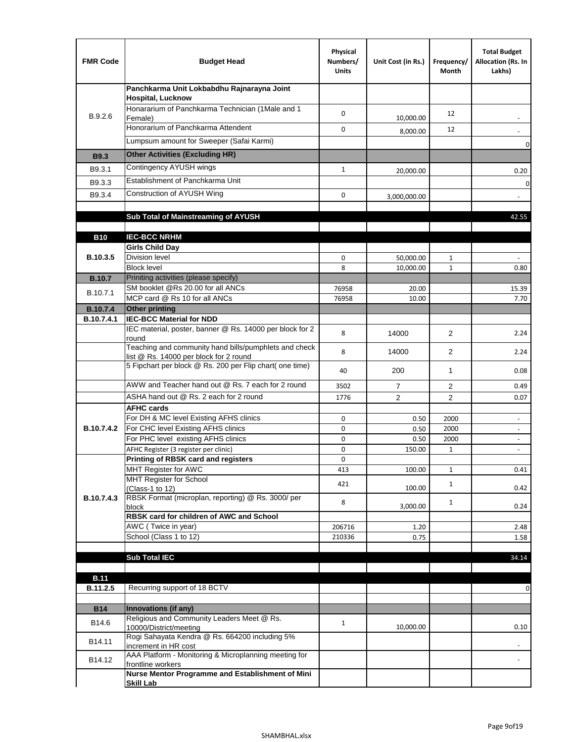| FMR Code | Budget Head | Physical Numbers/ Units | Unit Cost (in Rs.) | Frequency/ Month | Total Budget Allocation (Rs. In Lakhs) |
|---|---|---|---|---|---|
| B.9.2.6 | **Panchkarma Unit Lokbabdhu Rajnarayna Joint Hospital, Lucknow** | | | | |
| | Honararium of Panchkarma Technician (1Male and 1 Female) | 0 | 10,000.00 | 12 | - |
| | Honorarium of Panchkarma Attendent | 0 | 8,000.00 | 12 | - |
| | Lumpsum amount for Sweeper (Safai Karmi) | | | | 0 |
| **B9.3** | **Other Activities (Excluding HR)** | | | | |
| B9.3.1 | Contingency AYUSH wings | 1 | 20,000.00 | | 0.20 |
| B9.3.3 | Establishment of Panchkarma Unit | | | | 0 |
| B9.3.4 | Construction of AYUSH Wing | 0 | 3,000,000.00 | | - |
| | | | | | |
| | **Sub Total of Mainstreaming of AYUSH** | | | | 42.55 |
| | | | | | |
| **B10** | **IEC-BCC NRHM** | | | | |
| **B.10.3.5** | **Girls Child Day** | | | | |
| | Division level | 0 | 50,000.00 | 1 | - |
| | Block level | 8 | 10,000.00 | 1 | 0.80 |
| **B.10.7** | Priniting activities (please specify) | | | | |
| B.10.7.1 | SM booklet @Rs 20.00 for all ANCs | 76958 | 20.00 | | 15.39 |
| | MCP card @ Rs 10 for all ANCs | 76958 | 10.00 | | 7.70 |
| **B.10.7.4** | **Other printing** | | | | |
| **B.10.7.4.1** | **IEC-BCC Material for NDD** | | | | |
| | IEC material, poster, banner @ Rs. 14000 per block for 2 round | 8 | 14000 | 2 | 2.24 |
| | Teaching and community hand bills/pumphlets and check list @ Rs. 14000 per block for 2 round | 8 | 14000 | 2 | 2.24 |
| | 5 Fipchart per block @ Rs. 200 per Flip chart( one time) | 40 | 200 | 1 | 0.08 |
| | AWW and Teacher hand out @ Rs. 7 each for 2 round | 3502 | 7 | 2 | 0.49 |
| | ASHA hand out @ Rs. 2 each for 2 round | 1776 | 2 | 2 | 0.07 |
| **B.10.7.4.2** | **AFHC cards** | | | | |
| | For DH & MC level Existing AFHS clinics | 0 | 0.50 | 2000 | - |
| | For CHC level Existing AFHS clinics | 0 | 0.50 | 2000 | - |
| | For PHC level existing AFHS clinics | 0 | 0.50 | 2000 | - |
| | AFHC Register (3 register per clinic) | 0 | 150.00 | 1 | - |
| **B.10.7.4.3** | **Printing of RBSK card and registers** | 0 | | | |
| | MHT Register for AWC | 413 | 100.00 | 1 | 0.41 |
| | MHT Register for School (Class-1 to 12) | 421 | 100.00 | 1 | 0.42 |
| | RBSK Format (microplan, reporting) @ Rs. 3000/ per block | 8 | 3,000.00 | 1 | 0.24 |
| | **RBSK card for children of AWC and School** | | | | |
| | AWC ( Twice in year) | 206716 | 1.20 | | 2.48 |
| | School (Class 1 to 12) | 210336 | 0.75 | | 1.58 |
| | | | | | |
| | **Sub Total IEC** | | | | 34.14 |
| | | | | | |
| **B.11** | | | | | |
| **B.11.2.5** | Recurring support of 18 BCTV | | | | 0 |
| | | | | | |
| **B14** | **Innovations (if any)** | | | | |
| B14.6 | Religious and Community Leaders Meet @ Rs. 10000/District/meeting | 1 | 10,000.00 | | 0.10 |
| B14.11 | Rogi Sahayata Kendra @ Rs. 664200 including 5% increment in HR cost | | | | - |
| B14.12 | AAA Platform - Monitoring & Microplanning meeting for frontline workers | | | | - |
| | **Nurse Mentor Programme and Establishment of Mini Skill Lab** | | | | |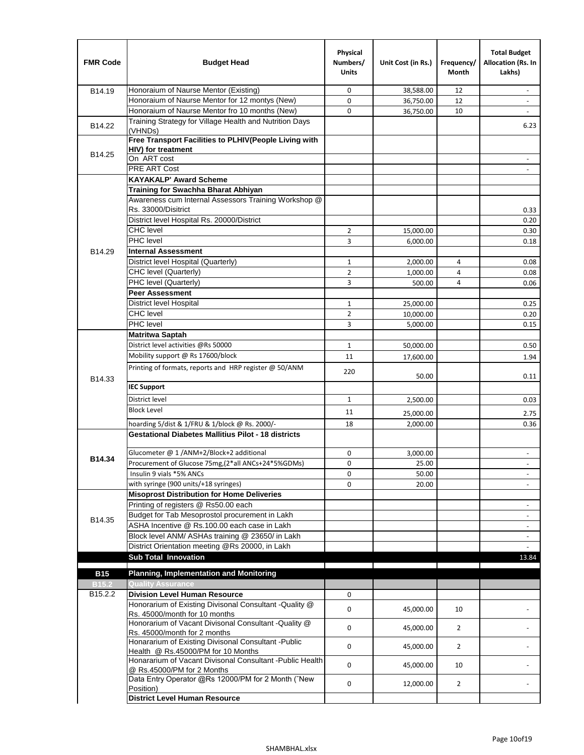| FMR Code | Budget Head | Physical Numbers/ Units | Unit Cost (in Rs.) | Frequency/ Month | Total Budget Allocation (Rs. In Lakhs) |
|---|---|---|---|---|---|
| B14.19 | Honoraium of Naurse Mentor (Existing) | 0 | 38,588.00 | 12 | - |
| | Honoraium of Naurse Mentor for 12 montys (New) | 0 | 36,750.00 | 12 | - |
| | Honoraium of Naurse Mentor fro 10 months (New) | 0 | 36,750.00 | 10 | - |
| B14.22 | Training Strategy for Village Health and Nutrition Days (VHNDs) | | | | 6.23 |
| B14.25 | **Free Transport Facilities to PLHIV(People Living with HIV) for treatment** | | | | |
| | On ART cost | | | | - |
| | PRE ART Cost | | | | - |
| B14.29 | **KAYAKALP' Award Scheme** | | | | |
| | **Training for Swachha Bharat Abhiyan** | | | | |
| | Awareness cum Internal Assessors Training Workshop @ Rs. 33000/Disitrict | | | | 0.33 |
| | District level Hospital Rs. 20000/District | | | | 0.20 |
| | CHC level | 2 | 15,000.00 | | 0.30 |
| | PHC level | 3 | 6,000.00 | | 0.18 |
| | **Internal Assessment** | | | | |
| | District level Hospital (Quarterly) | 1 | 2,000.00 | 4 | 0.08 |
| | CHC level (Quarterly) | 2 | 1,000.00 | 4 | 0.08 |
| | PHC level (Quarterly) | 3 | 500.00 | 4 | 0.06 |
| | **Peer Assessment** | | | | |
| | District level Hospital | 1 | 25,000.00 | | 0.25 |
| | CHC level | 2 | 10,000.00 | | 0.20 |
| | PHC level | 3 | 5,000.00 | | 0.15 |
| B14.33 | **Matritwa Saptah** | | | | |
| | District level activities @Rs 50000 | 1 | 50,000.00 | | 0.50 |
| | Mobility support @ Rs 17600/block | 11 | 17,600.00 | | 1.94 |
| | Printing of formats, reports and HRP register @ 50/ANM | 220 | 50.00 | | 0.11 |
| | **IEC Support** | | | | |
| | District level | 1 | 2,500.00 | | 0.03 |
| | Block Level | 11 | 25,000.00 | | 2.75 |
| | hoarding 5/dist & 1/FRU & 1/block @ Rs. 2000/- | 18 | 2,000.00 | | 0.36 |
| **B14.34** | **Gestational Diabetes Mallitius Pilot - 18 districts** | | | | |
| | Glucometer @ 1 /ANM+2/Block+2 additional | 0 | 3,000.00 | | - |
| | Procurement of Glucose 75mg,(2*all ANCs+24*5%GDMs) | 0 | 25.00 | | - |
| | Insulin 9 vials *5% ANCs | 0 | 50.00 | | - |
| | with syringe (900 units/+18 syringes) | 0 | 20.00 | | - |
| B14.35 | **Misoprost Distribution for Home Deliveries** | | | | |
| | Printing of registers @ Rs50.00 each | | | | - |
| | Budget for Tab Mesoprostol procurement in Lakh | | | | - |
| | ASHA Incentive @ Rs.100.00 each case in Lakh | | | | - |
| | Block level ANM/ ASHAs training @ 23650/ in Lakh | | | | - |
| | District Orientation meeting @Rs 20000, in Lakh | | | | - |
| | **Sub Total Innovation** | | | | 13.84 |
| **B15** | **Planning, Implementation and Monitoring** | | | | |
| **B15.2** | **Quality Assurance** | | | | |
| B15.2.2 | **Division Level Human Resource** | 0 | | | |
| | Honorarium of Existing Divisonal Consultant -Quality @ Rs. 45000/month for 10 months | 0 | 45,000.00 | 10 | - |
| | Honorarium of Vacant Divisonal Consultant -Quality @ Rs. 45000/month for 2 months | 0 | 45,000.00 | 2 | - |
| | Honararium of Existing Divisonal Consultant -Public Health @ Rs.45000/PM for 10 Months | 0 | 45,000.00 | 2 | - |
| | Honararium of Vacant Divisonal Consultant -Public Health @ Rs.45000/PM for 2 Months | 0 | 45,000.00 | 10 | - |
| | Data Entry Operator @Rs 12000/PM for 2 Month ("New Position) | 0 | 12,000.00 | 2 | - |
| | **District Level Human Resource** | | | | |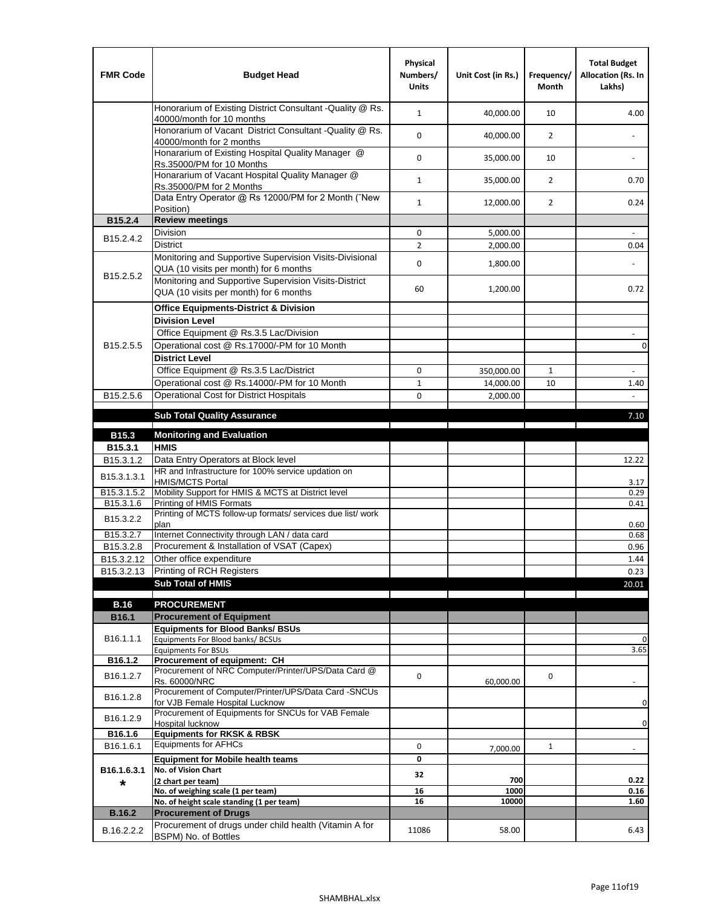| FMR Code | Budget Head | Physical Numbers/ Units | Unit Cost (in Rs.) | Frequency/ Month | Total Budget Allocation (Rs. In Lakhs) |
|---|---|---|---|---|---|
| | Honorarium of Existing District Consultant -Quality @ Rs. 40000/month for 10 months | 1 | 40,000.00 | 10 | 4.00 |
| | Honorarium of Vacant District Consultant -Quality @ Rs. 40000/month for 2 months | 0 | 40,000.00 | 2 | - |
| | Honararium of Existing Hospital Quality Manager @ Rs.35000/PM for 10 Months | 0 | 35,000.00 | 10 | - |
| | Honararium of Vacant Hospital Quality Manager @ Rs.35000/PM for 2 Months | 1 | 35,000.00 | 2 | 0.70 |
| | Data Entry Operator @ Rs 12000/PM for 2 Month (˜New Position) | 1 | 12,000.00 | 2 | 0.24 |
| **B15.2.4** | **Review meetings** | | | | |
| B15.2.4.2 | Division | 0 | 5,000.00 | | - |
| | District | 2 | 2,000.00 | | 0.04 |
| B15.2.5.2 | Monitoring and Supportive Supervision Visits-Divisional QUA (10 visits per month) for 6 months | 0 | 1,800.00 | | - |
| | Monitoring and Supportive Supervision Visits-District QUA (10 visits per month) for 6 months | 60 | 1,200.00 | | 0.72 |
| B15.2.5.5 | **Office Equipments-District & Division** | | | | |
| | **Division Level** | | | | |
| | Office Equipment @ Rs.3.5 Lac/Division | | | | - |
| | Operational cost @ Rs.17000/-PM for 10 Month | | | | 0 |
| | **District Level** | | | | |
| | Office Equipment @ Rs.3.5 Lac/District | 0 | 350,000.00 | 1 | - |
| | Operational cost @ Rs.14000/-PM for 10 Month | 1 | 14,000.00 | 10 | 1.40 |
| B15.2.5.6 | Operational Cost for District Hospitals | 0 | 2,000.00 | | - |
| | **Sub Total Quality Assurance** | | | | 7.10 |
| **B15.3** | **Monitoring and Evaluation** | | | | |
| **B15.3.1** | **HMIS** | | | | |
| B15.3.1.2 | Data Entry Operators at Block level | | | | 12.22 |
| B15.3.1.3.1 | HR and Infrastructure for 100% service updation on HMIS/MCTS Portal | | | | 3.17 |
| B15.3.1.5.2 | Mobility Support for HMIS & MCTS at District level | | | | 0.29 |
| B15.3.1.6 | Printing of HMIS Formats | | | | 0.41 |
| B15.3.2.2 | Printing of MCTS follow-up formats/ services due list/ work plan | | | | 0.60 |
| B15.3.2.7 | Internet Connectivity through LAN / data card | | | | 0.68 |
| B15.3.2.8 | Procurement & Installation of VSAT (Capex) | | | | 0.96 |
| B15.3.2.12 | Other office expenditure | | | | 1.44 |
| B15.3.2.13 | Printing of RCH Registers | | | | 0.23 |
| | **Sub Total of HMIS** | | | | 20.01 |
| **B.16** | **PROCUREMENT** | | | | |
| **B16.1** | **Procurement of Equipment** | | | | |
| B16.1.1.1 | **Equipments for Blood Banks/ BSUs** | | | | |
| | Equipments For Blood banks/ BCSUs | | | | 0 |
| | Equipments For BSUs | | | | 3.65 |
| **B16.1.2** | **Procurement of equipment: CH** | | | | |
| B16.1.2.7 | Procurement of NRC Computer/Printer/UPS/Data Card @ Rs. 60000/NRC | 0 | 60,000.00 | 0 | - |
| B16.1.2.8 | Procurement of Computer/Printer/UPS/Data Card -SNCUs for VJB Female Hospital Lucknow | | | | 0 |
| B16.1.2.9 | Procurement of Equipments for SNCUs for VAB Female Hospital lucknow | | | | 0 |
| **B16.1.6** | **Equipments for RKSK & RBSK** | | | | |
| B16.1.6.1 | Equipments for AFHCs | 0 | 7,000.00 | 1 | - |
| **B16.1.6.3.1 *** | **Equipment for Mobile health teams** | 0 | | | |
| | **No. of Vision Chart (2 chart per team)** | 32 | 700 | | 0.22 |
| | **No. of weighing scale (1 per team)** | 16 | 1000 | | 0.16 |
| | **No. of height scale standing (1 per team)** | 16 | 10000 | | 1.60 |
| **B.16.2** | **Procurement of Drugs** | | | | |
| B.16.2.2.2 | Procurement of drugs under child health (Vitamin A for BSPM) No. of Bottles | 11086 | 58.00 | | 6.43 |

SHAMBHAL.xlsx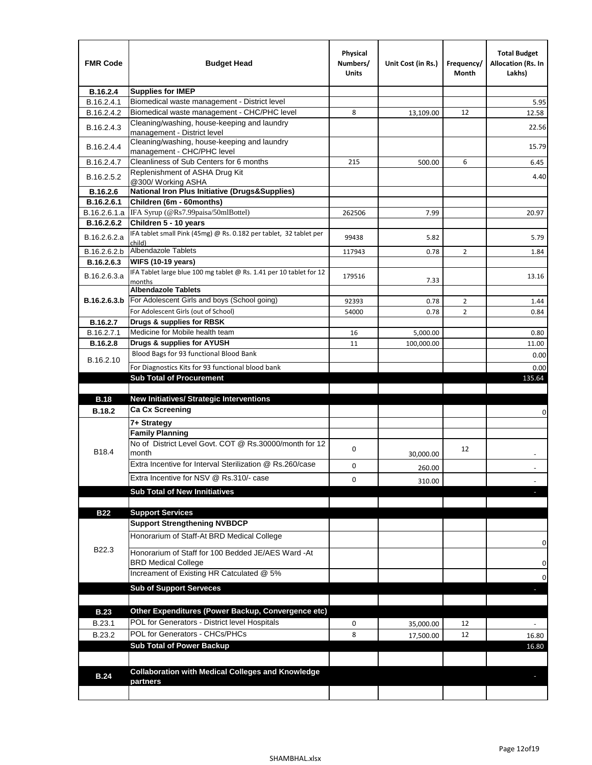| FMR Code | Budget Head | Physical Numbers/ Units | Unit Cost (in Rs.) | Frequency/ Month | Total Budget Allocation (Rs. In Lakhs) |
|---|---|---|---|---|---|
| **B.16.2.4** | **Supplies for IMEP** | | | | |
| B.16.2.4.1 | Biomedical waste management - District level | | | | 5.95 |
| B.16.2.4.2 | Biomedical waste management - CHC/PHC level | 8 | 13,109.00 | 12 | 12.58 |
| B.16.2.4.3 | Cleaning/washing, house-keeping and laundry management - District level | | | | 22.56 |
| B.16.2.4.4 | Cleaning/washing, house-keeping and laundry management - CHC/PHC level | | | | 15.79 |
| B.16.2.4.7 | Cleanliness of Sub Centers for 6 months | 215 | 500.00 | 6 | 6.45 |
| B.16.2.5.2 | Replenishment of ASHA Drug Kit @300/ Working ASHA | | | | 4.40 |
| **B.16.2.6** | **National Iron Plus Initiative (Drugs&Supplies)** | | | | |
| **B.16.2.6.1** | **Children (6m - 60months)** | | | | |
| B.16.2.6.1.a | IFA Syrup (@Rs7.99paisa/50mlBottel) | 262506 | 7.99 | | 20.97 |
| **B.16.2.6.2** | **Children 5 - 10 years** | | | | |
| B.16.2.6.2.a | IFA tablet small Pink (45mg) @ Rs. 0.182 per tablet, 32 tablet per child) | 99438 | 5.82 | | 5.79 |
| B.16.2.6.2.b | Albendazole Tablets | 117943 | 0.78 | 2 | 1.84 |
| **B.16.2.6.3** | **WIFS (10-19 years)** | | | | |
| B.16.2.6.3.a | IFA Tablet large blue 100 mg tablet @ Rs. 1.41 per 10 tablet for 12 months | 179516 | 7.33 | | 13.16 |
| **B.16.2.6.3.b** | **Albendazole Tablets** | | | | |
| | For Adolescent Girls and boys (School going) | 92393 | 0.78 | 2 | 1.44 |
| | For Adolescent Girls (out of School) | 54000 | 0.78 | 2 | 0.84 |
| **B.16.2.7** | **Drugs & supplies for RBSK** | | | | |
| B.16.2.7.1 | Medicine for Mobile health team | 16 | 5,000.00 | | 0.80 |
| **B.16.2.8** | **Drugs & supplies for AYUSH** | 11 | 100,000.00 | | 11.00 |
| B.16.2.10 | Blood Bags for 93 functional Blood Bank | | | | 0.00 |
| | For Diagnostics Kits for 93 functional blood bank | | | | 0.00 |
| | **Sub Total of Procurement** | | | | 135.64 |
| | | | | | |
| **B.18** | **New Initiatives/ Strategic Interventions** | | | | |
| **B.18.2** | **Ca Cx Screening** | | | | 0 |
| B18.4 | **7+ Strategy** | | | | |
| | **Family Planning** | | | | |
| | No of District Level Govt. COT @ Rs.30000/month for 12 month | 0 | 30,000.00 | 12 | - |
| | Extra Incentive for Interval Sterilization @ Rs.260/case | 0 | 260.00 | | - |
| | Extra Incentive for NSV @ Rs.310/- case | 0 | 310.00 | | - |
| | **Sub Total of New Innitiatives** | | | | - |
| | | | | | |
| **B22** | **Support Services** | | | | |
| B22.3 | **Support Strengthening NVBDCP** | | | | |
| | Honorarium of Staff-At BRD Medical College | | | | 0 |
| | Honorarium of Staff for 100 Bedded JE/AES Ward -At BRD Medical College | | | | 0 |
| | Increament of Existing HR Catculated @ 5% | | | | 0 |
| | **Sub of Support Serveces** | | | | - |
| | | | | | |
| **B.23** | **Other Expenditures (Power Backup, Convergence etc)** | | | | |
| B.23.1 | POL for Generators - District level Hospitals | 0 | 35,000.00 | 12 | - |
| B.23.2 | POL for Generators - CHCs/PHCs | 8 | 17,500.00 | 12 | 16.80 |
| | **Sub Total of Power Backup** | | | | 16.80 |
| | | | | | |
| **B.24** | **Collaboration with Medical Colleges and Knowledge partners** | | | | - |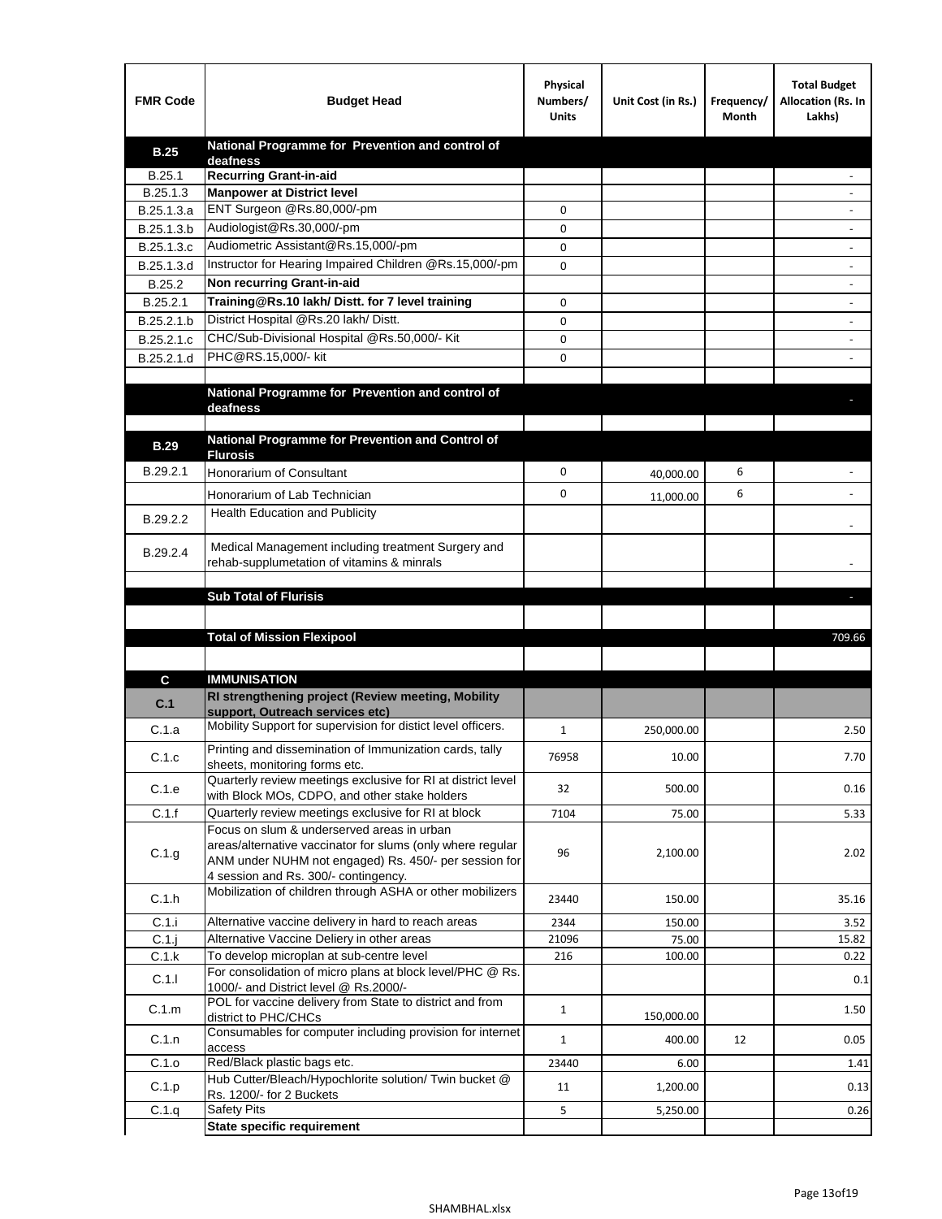| FMR Code | Budget Head | Physical Numbers/ Units | Unit Cost (in Rs.) | Frequency/ Month | Total Budget Allocation (Rs. In Lakhs) |
|---|---|---|---|---|---|
| **B.25** | **National Programme for Prevention and control of deafness** | | | | |
| B.25.1 | **Recurring Grant-in-aid** | | | | - |
| B.25.1.3 | **Manpower at District level** | | | | - |
| B.25.1.3.a | ENT Surgeon @Rs.80,000/-pm | 0 | | | - |
| B.25.1.3.b | Audiologist@Rs.30,000/-pm | 0 | | | - |
| B.25.1.3.c | Audiometric Assistant@Rs.15,000/-pm | 0 | | | - |
| B.25.1.3.d | Instructor for Hearing Impaired Children @Rs.15,000/-pm | 0 | | | - |
| B.25.2 | **Non recurring Grant-in-aid** | | | | - |
| B.25.2.1 | **Training@Rs.10 lakh/ Distt. for 7 level training** | 0 | | | - |
| B.25.2.1.b | District Hospital @Rs.20 lakh/ Distt. | 0 | | | - |
| B.25.2.1.c | CHC/Sub-Divisional Hospital @Rs.50,000/- Kit | 0 | | | - |
| B.25.2.1.d | PHC@RS.15,000/- kit | 0 | | | - |
| | | | | | |
| | **National Programme for Prevention and control of deafness** | | | | - |
| | | | | | |
| **B.29** | **National Programme for Prevention and Control of Flurosis** | | | | |
| B.29.2.1 | Honorarium of Consultant | 0 | 40,000.00 | 6 | - |
| | Honorarium of Lab Technician | 0 | 11,000.00 | 6 | - |
| B.29.2.2 | Health Education and Publicity | | | | - |
| B.29.2.4 | Medical Management including treatment Surgery and rehab-supplumetation of vitamins & minrals | | | | - |
| | | | | | |
| | **Sub Total of Flurisis** | | | | - |
| | | | | | |
| | **Total of Mission Flexipool** | | | | 709.66 |
| | | | | | |
| **C** | **IMMUNISATION** | | | | |
| **C.1** | **RI strengthening project (Review meeting, Mobility support, Outreach services etc)** | | | | |
| C.1.a | Mobility Support for supervision for distict level officers. | 1 | 250,000.00 | | 2.50 |
| C.1.c | Printing and dissemination of Immunization cards, tally sheets, monitoring forms etc. | 76958 | 10.00 | | 7.70 |
| C.1.e | Quarterly review meetings exclusive for RI at district level with Block MOs, CDPO, and other stake holders | 32 | 500.00 | | 0.16 |
| C.1.f | Quarterly review meetings exclusive for RI at block | 7104 | 75.00 | | 5.33 |
| C.1.g | Focus on slum & underserved areas in urban areas/alternative vaccinator for slums (only where regular ANM under NUHM not engaged) Rs. 450/- per session for 4 session and Rs. 300/- contingency. | 96 | 2,100.00 | | 2.02 |
| C.1.h | Mobilization of children through ASHA or other mobilizers | 23440 | 150.00 | | 35.16 |
| C.1.i | Alternative vaccine delivery in hard to reach areas | 2344 | 150.00 | | 3.52 |
| C.1.j | Alternative Vaccine Deliery in other areas | 21096 | 75.00 | | 15.82 |
| C.1.k | To develop microplan at sub-centre level | 216 | 100.00 | | 0.22 |
| C.1.l | For consolidation of micro plans at block level/PHC @ Rs. 1000/- and District level @ Rs.2000/- | | | | 0.1 |
| C.1.m | POL for vaccine delivery from State to district and from district to PHC/CHCs | 1 | 150,000.00 | | 1.50 |
| C.1.n | Consumables for computer including provision for internet access | 1 | 400.00 | 12 | 0.05 |
| C.1.o | Red/Black plastic bags etc. | 23440 | 6.00 | | 1.41 |
| C.1.p | Hub Cutter/Bleach/Hypochlorite solution/ Twin bucket @ Rs. 1200/- for 2 Buckets | 11 | 1,200.00 | | 0.13 |
| C.1.q | Safety Pits | 5 | 5,250.00 | | 0.26 |
| | **State specific requirement** | | | | |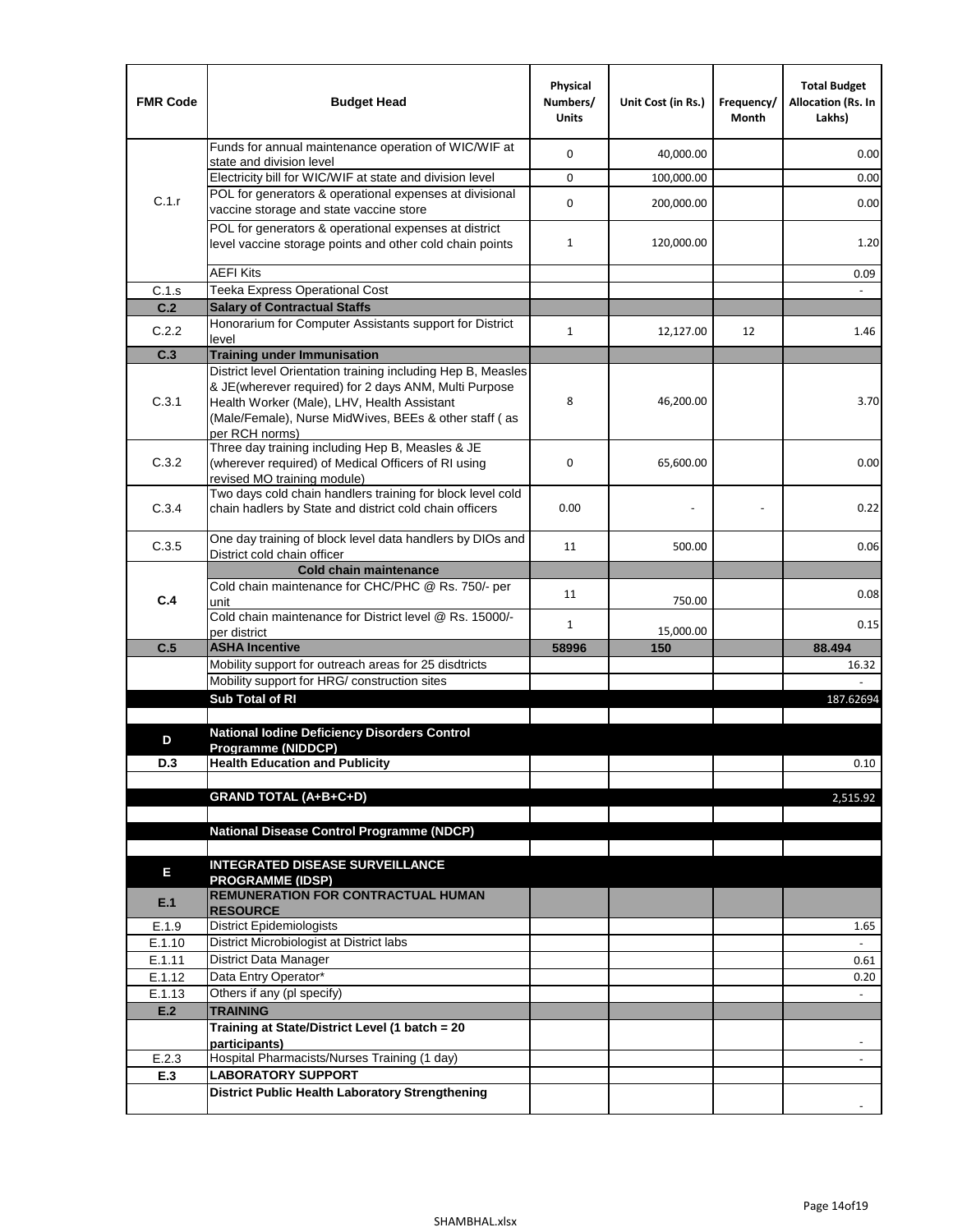| FMR Code | Budget Head | Physical Numbers/ Units | Unit Cost (in Rs.) | Frequency/ Month | Total Budget Allocation (Rs. In Lakhs) |
|---|---|---|---|---|---|
| C.1.r | Funds for annual maintenance operation of WIC/WIF at state and division level | 0 | 40,000.00 | | 0.00 |
| | Electricity bill for WIC/WIF at state and division level | 0 | 100,000.00 | | 0.00 |
| | POL for generators & operational expenses at divisional vaccine storage and state vaccine store | 0 | 200,000.00 | | 0.00 |
| | POL for generators & operational expenses at district level vaccine storage points and other cold chain points | 1 | 120,000.00 | | 1.20 |
| | AEFI Kits | | | | 0.09 |
| C.1.s | Teeka Express Operational Cost | | | | - |
| **C.2** | **Salary of Contractual Staffs** | | | | |
| C.2.2 | Honorarium for Computer Assistants support for District level | 1 | 12,127.00 | 12 | 1.46 |
| **C.3** | **Training under Immunisation** | | | | |
| C.3.1 | District level Orientation training including Hep B, Measles & JE(wherever required) for 2 days ANM, Multi Purpose Health Worker (Male), LHV, Health Assistant (Male/Female), Nurse MidWives, BEEs & other staff ( as per RCH norms) | 8 | 46,200.00 | | 3.70 |
| C.3.2 | Three day training including Hep B, Measles & JE (wherever required) of Medical Officers of RI using revised MO training module) | 0 | 65,600.00 | | 0.00 |
| C.3.4 | Two days cold chain handlers training for block level cold chain hadlers by State and district cold chain officers | 0.00 | - | - | 0.22 |
| C.3.5 | One day training of block level data handlers by DIOs and District cold chain officer | 11 | 500.00 | | 0.06 |
| **C.4** | **Cold chain maintenance** | | | | |
| | Cold chain maintenance for CHC/PHC @ Rs. 750/- per unit | 11 | 750.00 | | 0.08 |
| | Cold chain maintenance for District level @ Rs. 15000/- per district | 1 | 15,000.00 | | 0.15 |
| **C.5** | **ASHA Incentive** | **58996** | **150** | | **88.494** |
| | Mobility support for outreach areas for 25 disdtricts | | | | 16.32 |
| | Mobility support for HRG/ construction sites | | | | - |
| | **Sub Total of RI** | | | | 187.62694 |
| | | | | | |
| **D** | **National Iodine Deficiency Disorders Control Programme (NIDDCP)** | | | | |
| **D.3** | **Health Education and Publicity** | | | | 0.10 |
| | | | | | |
| | **GRAND TOTAL (A+B+C+D)** | | | | 2,515.92 |
| | | | | | |
| | **National Disease Control Programme (NDCP)** | | | | |
| | | | | | |
| **E** | **INTEGRATED DISEASE SURVEILLANCE PROGRAMME (IDSP)** | | | | |
| **E.1** | **REMUNERATION FOR CONTRACTUAL HUMAN RESOURCE** | | | | |
| E.1.9 | District Epidemiologists | | | | 1.65 |
| E.1.10 | District Microbiologist at District labs | | | | - |
| E.1.11 | District Data Manager | | | | 0.61 |
| E.1.12 | Data Entry Operator* | | | | 0.20 |
| E.1.13 | Others if any (pl specify) | | | | - |
| **E.2** | **TRAINING** | | | | |
| | **Training at State/District Level (1 batch = 20 participants)** | | | | - |
| E.2.3 | Hospital Pharmacists/Nurses Training (1 day) | | | | - |
| **E.3** | **LABORATORY SUPPORT** | | | | |
| | **District Public Health Laboratory Strengthening** | | | | - |

SHAMBHAL.xlsx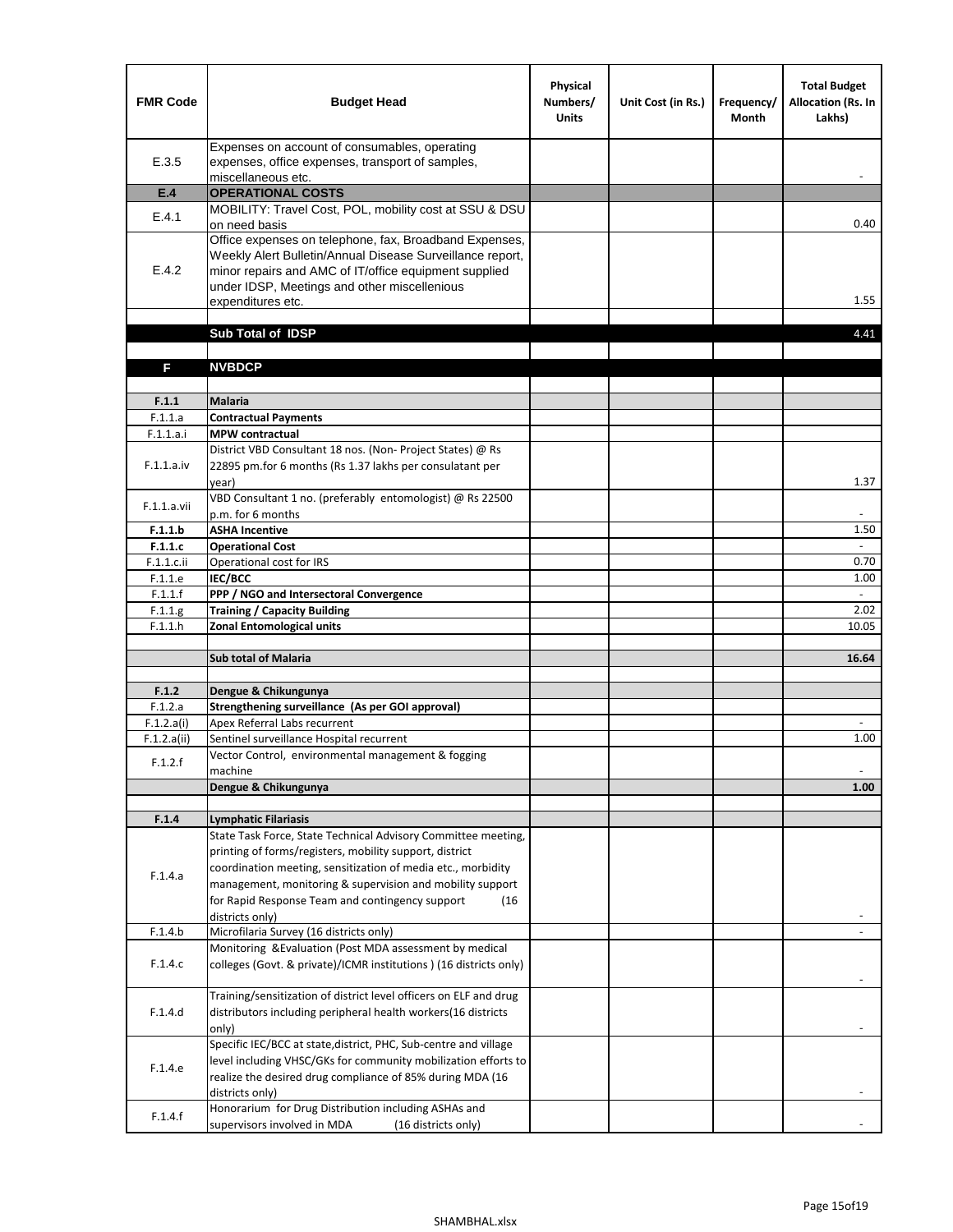| FMR Code | Budget Head | Physical Numbers/ Units | Unit Cost (in Rs.) | Frequency/ Month | Total Budget Allocation (Rs. In Lakhs) |
|---|---|---|---|---|---|
| E.3.5 | Expenses on account of consumables, operating expenses, office expenses, transport of samples, miscellaneous etc. | | | | - |
| **E.4** | **OPERATIONAL COSTS** | | | | |
| E.4.1 | MOBILITY: Travel Cost, POL, mobility cost at SSU & DSU on need basis | | | | 0.40 |
| E.4.2 | Office expenses on telephone, fax, Broadband Expenses, Weekly Alert Bulletin/Annual Disease Surveillance report, minor repairs and AMC of IT/office equipment supplied under IDSP, Meetings and other miscellenious expenditures etc. | | | | 1.55 |
| | | | | | |
| | **Sub Total of IDSP** | | | | 4.41 |
| | | | | | |
| **F** | **NVBDCP** | | | | |
| | | | | | |
| **F.1.1** | **Malaria** | | | | |
| F.1.1.a | **Contractual Payments** | | | | |
| F.1.1.a.i | **MPW contractual** | | | | |
| F.1.1.a.iv | District VBD Consultant 18 nos. (Non- Project States) @ Rs 22895 pm.for 6 months (Rs 1.37 lakhs per consulatant per year) | | | | 1.37 |
| F.1.1.a.vii | VBD Consultant 1 no. (preferably entomologist) @ Rs 22500 p.m. for 6 months | | | | - |
| **F.1.1.b** | **ASHA Incentive** | | | | 1.50 |
| **F.1.1.c** | **Operational Cost** | | | | - |
| F.1.1.c.ii | Operational cost for IRS | | | | 0.70 |
| F.1.1.e | **IEC/BCC** | | | | 1.00 |
| F.1.1.f | **PPP / NGO and Intersectoral Convergence** | | | | - |
| F.1.1.g | **Training / Capacity Building** | | | | 2.02 |
| F.1.1.h | **Zonal Entomological units** | | | | 10.05 |
| | | | | | |
| | **Sub total of Malaria** | | | | **16.64** |
| | | | | | |
| **F.1.2** | **Dengue & Chikungunya** | | | | |
| F.1.2.a | **Strengthening surveillance (As per GOI approval)** | | | | |
| F.1.2.a(i) | Apex Referral Labs recurrent | | | | - |
| F.1.2.a(ii) | Sentinel surveillance Hospital recurrent | | | | 1.00 |
| F.1.2.f | Vector Control, environmental management & fogging machine | | | | - |
| | **Dengue & Chikungunya** | | | | **1.00** |
| | | | | | |
| **F.1.4** | **Lymphatic Filariasis** | | | | |
| F.1.4.a | State Task Force, State Technical Advisory Committee meeting, printing of forms/registers, mobility support, district coordination meeting, sensitization of media etc., morbidity management, monitoring & supervision and mobility support for Rapid Response Team and contingency support (16 districts only) | | | | - |
| F.1.4.b | Microfilaria Survey (16 districts only) | | | | - |
| F.1.4.c | Monitoring &Evaluation (Post MDA assessment by medical colleges (Govt. & private)/ICMR institutions ) (16 districts only) | | | | - |
| F.1.4.d | Training/sensitization of district level officers on ELF and drug distributors including peripheral health workers(16 districts only) | | | | - |
| F.1.4.e | Specific IEC/BCC at state,district, PHC, Sub-centre and village level including VHSC/GKs for community mobilization efforts to realize the desired drug compliance of 85% during MDA (16 districts only) | | | | - |
| F.1.4.f | Honorarium for Drug Distribution including ASHAs and supervisors involved in MDA (16 districts only) | | | | - |

SHAMBHAL.xlsx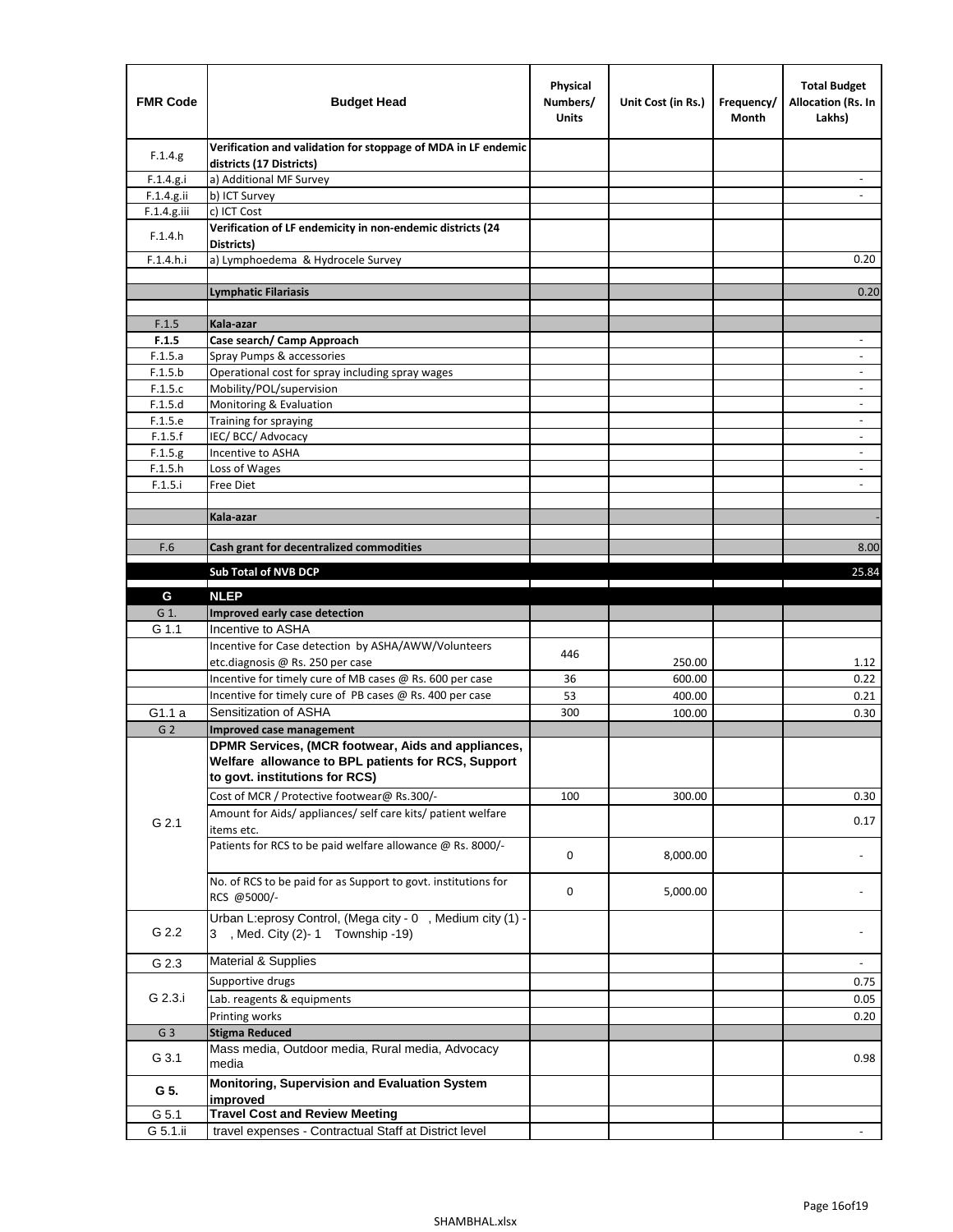| FMR Code | Budget Head | Physical Numbers/ Units | Unit Cost (in Rs.) | Frequency/ Month | Total Budget Allocation (Rs. In Lakhs) |
|---|---|---|---|---|---|
| F.1.4.g | **Verification and validation for stoppage of MDA in LF endemic districts (17 Districts)** | | | | |
| F.1.4.g.i | a) Additional MF Survey | | | | - |
| F.1.4.g.ii | b) ICT Survey | | | | - |
| F.1.4.g.iii | c) ICT Cost | | | | |
| F.1.4.h | **Verification of LF endemicity in non-endemic districts (24 Districts)** | | | | |
| F.1.4.h.i | a) Lymphoedema & Hydrocele Survey | | | | 0.20 |
| | | | | | |
| | **Lymphatic Filariasis** | | | | 0.20 |
| | | | | | |
| F.1.5 | **Kala-azar** | | | | |
| **F.1.5** | **Case search/ Camp Approach** | | | | - |
| F.1.5.a | Spray Pumps & accessories | | | | - |
| F.1.5.b | Operational cost for spray including spray wages | | | | - |
| F.1.5.c | Mobility/POL/supervision | | | | - |
| F.1.5.d | Monitoring & Evaluation | | | | - |
| F.1.5.e | Training for spraying | | | | - |
| F.1.5.f | IEC/ BCC/ Advocacy | | | | - |
| F.1.5.g | Incentive to ASHA | | | | - |
| F.1.5.h | Loss of Wages | | | | - |
| F.1.5.i | Free Diet | | | | - |
| | | | | | |
| | **Kala-azar** | | | | - |
| | | | | | |
| F.6 | **Cash grant for decentralized commodities** | | | | 8.00 |
| | **Sub Total of NVB DCP** | | | | 25.84 |
| **G** | **NLEP** | | | | |
| G 1. | **Improved early case detection** | | | | |
| G 1.1 | Incentive to ASHA | | | | |
| | Incentive for Case detection by ASHA/AWW/Volunteers etc.diagnosis @ Rs. 250 per case | 446 | 250.00 | | 1.12 |
| | Incentive for timely cure of MB cases @ Rs. 600 per case | 36 | 600.00 | | 0.22 |
| | Incentive for timely cure of PB cases @ Rs. 400 per case | 53 | 400.00 | | 0.21 |
| G1.1 a | Sensitization of ASHA | 300 | 100.00 | | 0.30 |
| G 2 | **Improved case management** | | | | |
| G 2.1 | **DPMR Services, (MCR footwear, Aids and appliances, Welfare allowance to BPL patients for RCS, Support to govt. institutions for RCS)** | | | | |
| | Cost of MCR / Protective footwear@ Rs.300/- | 100 | 300.00 | | 0.30 |
| | Amount for Aids/ appliances/ self care kits/ patient welfare items etc. | | | | 0.17 |
| | Patients for RCS to be paid welfare allowance @ Rs. 8000/- | 0 | 8,000.00 | | - |
| | No. of RCS to be paid for as Support to govt. institutions for RCS @5000/- | 0 | 5,000.00 | | - |
| G 2.2 | Urban L:eprosy Control, (Mega city - 0 , Medium city (1) - 3 , Med. City (2)- 1 Township -19) | | | | - |
| G 2.3 | Material & Supplies | | | | - |
| G 2.3.i | Supportive drugs | | | | 0.75 |
| | Lab. reagents & equipments | | | | 0.05 |
| | Printing works | | | | 0.20 |
| G 3 | **Stigma Reduced** | | | | |
| G 3.1 | Mass media, Outdoor media, Rural media, Advocacy media | | | | 0.98 |
| **G 5.** | **Monitoring, Supervision and Evaluation System improved** | | | | |
| G 5.1 | **Travel Cost and Review Meeting** | | | | |
| G 5.1.ii | travel expenses - Contractual Staff at District level | | | | - |

SHAMBHAL.xlsx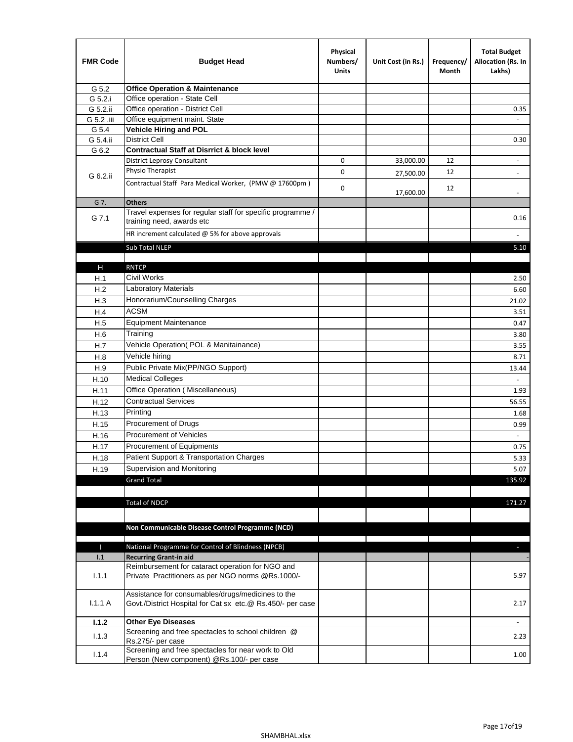| FMR Code | Budget Head | Physical Numbers/ Units | Unit Cost (in Rs.) | Frequency/ Month | Total Budget Allocation (Rs. In Lakhs) |
|---|---|---|---|---|---|
| G 5.2 | **Office Operation & Maintenance** | | | | |
| G 5.2.i | Office operation - State Cell | | | | |
| G 5.2.ii | Office operation - District Cell | | | | 0.35 |
| G 5.2 .iii | Office equipment maint. State | | | | - |
| G 5.4 | **Vehicle Hiring and POL** | | | | |
| G 5.4.ii | District Cell | | | | 0.30 |
| G 6.2 | **Contractual Staff at Disrrict & block level** | | | | |
| G 6.2.ii | District Leprosy Consultant | 0 | 33,000.00 | 12 | - |
| | Physio Therapist | 0 | 27,500.00 | 12 | - |
| | Contractual Staff Para Medical Worker, (PMW @ 17600pm ) | 0 | 17,600.00 | 12 | - |
| G 7. | **Others** | | | | |
| G 7.1 | Travel expenses for regular staff for specific programme / training need, awards etc | | | | 0.16 |
| | HR increment calculated @ 5% for above approvals | | | | - |
| | Sub Total NLEP | | | | 5.10 |
| | | | | | |
| H | RNTCP | | | | |
| H.1 | Civil Works | | | | 2.50 |
| H.2 | Laboratory Materials | | | | 6.60 |
| H.3 | Honorarium/Counselling Charges | | | | 21.02 |
| H.4 | ACSM | | | | 3.51 |
| H.5 | Equipment Maintenance | | | | 0.47 |
| H.6 | Training | | | | 3.80 |
| H.7 | Vehicle Operation( POL & Manitainance) | | | | 3.55 |
| H.8 | Vehicle hiring | | | | 8.71 |
| H.9 | Public Private Mix(PP/NGO Support) | | | | 13.44 |
| H.10 | Medical Colleges | | | | - |
| H.11 | Office Operation ( Miscellaneous) | | | | 1.93 |
| H.12 | Contractual Services | | | | 56.55 |
| H.13 | Printing | | | | 1.68 |
| H.15 | Procurement of Drugs | | | | 0.99 |
| H.16 | Procurement of Vehicles | | | | - |
| H.17 | Procurement of Equipments | | | | 0.75 |
| H.18 | Patient Support & Transportation Charges | | | | 5.33 |
| H.19 | Supervision and Monitoring | | | | 5.07 |
| | Grand Total | | | | 135.92 |
| | | | | | |
| | Total of NDCP | | | | 171.27 |
| | | | | | |
| | **Non Communicable Disease Control Programme (NCD)** | | | | |
| | | | | | |
| I | National Programme for Control of Blindness (NPCB) | | | | - |
| I.1 | **Recurring Grant-in aid** | | | | - |
| I.1.1 | Reimbursement for cataract operation for NGO and Private Practitioners as per NGO norms @Rs.1000/- | | | | 5.97 |
| I.1.1 A | Assistance for consumables/drugs/medicines to the Govt./District Hospital for Cat sx etc.@ Rs.450/- per case | | | | 2.17 |
| **I.1.2** | **Other Eye Diseases** | | | | - |
| I.1.3 | Screening and free spectacles to school children @ Rs.275/- per case | | | | 2.23 |
| I.1.4 | Screening and free spectacles for near work to Old Person (New component) @Rs.100/- per case | | | | 1.00 |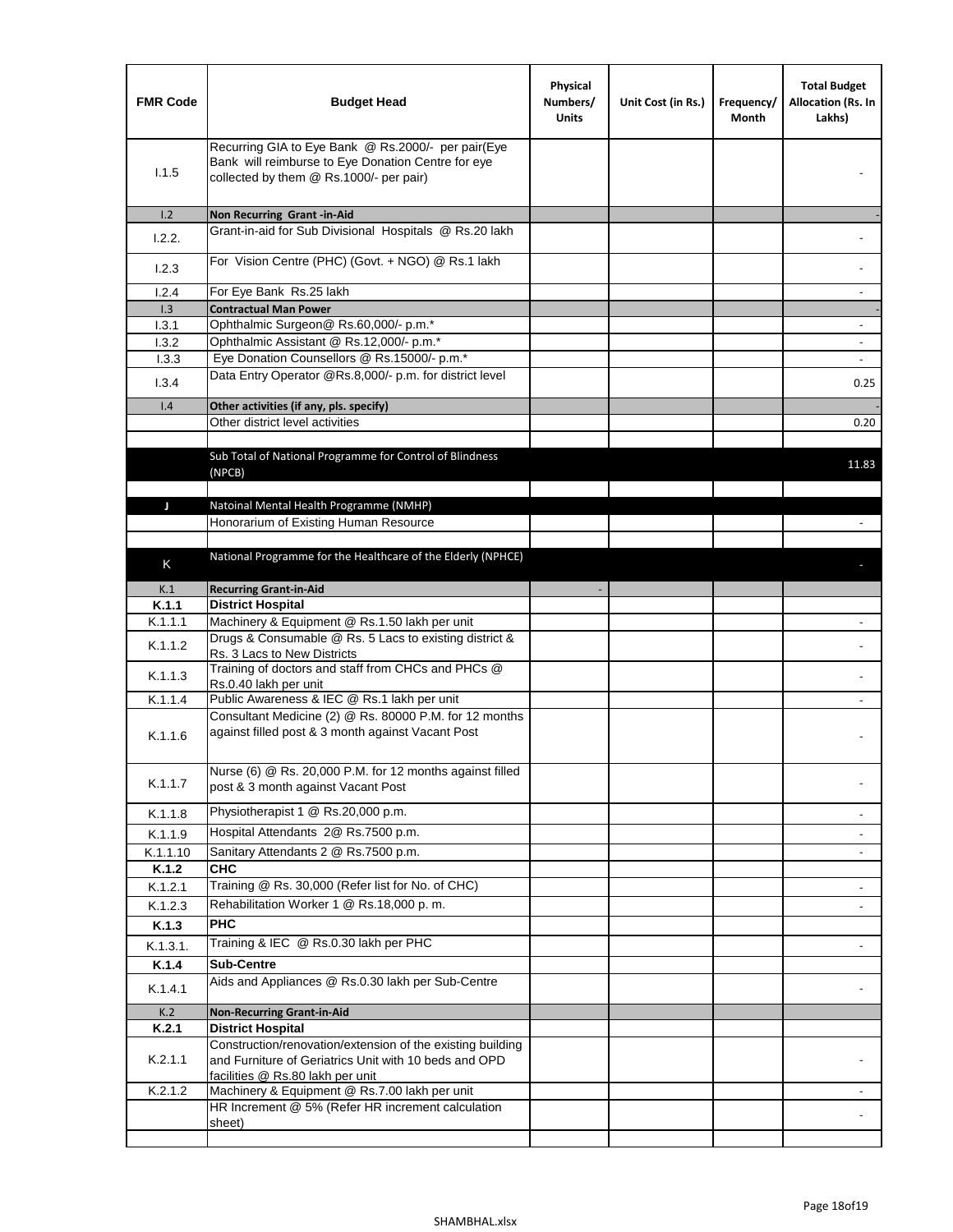| FMR Code | Budget Head | Physical Numbers/ Units | Unit Cost (in Rs.) | Frequency/ Month | Total Budget Allocation (Rs. In Lakhs) |
|---|---|---|---|---|---|
| I.1.5 | Recurring GIA to Eye Bank @ Rs.2000/- per pair(Eye Bank will reimburse to Eye Donation Centre for eye collected by them @ Rs.1000/- per pair) | | | | - |
| I.2 | **Non Recurring Grant -in-Aid** | | | | - |
| I.2.2. | Grant-in-aid for Sub Divisional Hospitals @ Rs.20 lakh | | | | - |
| I.2.3 | For Vision Centre (PHC) (Govt. + NGO) @ Rs.1 lakh | | | | - |
| I.2.4 | For Eye Bank Rs.25 lakh | | | | - |
| I.3 | **Contractual Man Power** | | | | - |
| I.3.1 | Ophthalmic Surgeon@ Rs.60,000/- p.m.* | | | | - |
| I.3.2 | Ophthalmic Assistant @ Rs.12,000/- p.m.* | | | | - |
| I.3.3 | Eye Donation Counsellors @ Rs.15000/- p.m.* | | | | - |
| I.3.4 | Data Entry Operator @Rs.8,000/- p.m. for district level | | | | 0.25 |
| I.4 | **Other activities (if any, pls. specify)** | | | | - |
| | Other district level activities | | | | 0.20 |
| | | | | | |
| | Sub Total of National Programme for Control of Blindness (NPCB) | | | | 11.83 |
| | | | | | |
| J | Natoinal Mental Health Programme (NMHP) | | | | |
| | Honorarium of Existing Human Resource | | | | - |
| | | | | | |
| K | National Programme for the Healthcare of the Elderly (NPHCE) | | | | - |
| K.1 | **Recurring Grant-in-Aid** | - | | | |
| **K.1.1** | **District Hospital** | | | | |
| K.1.1.1 | Machinery & Equipment @ Rs.1.50 lakh per unit | | | | - |
| K.1.1.2 | Drugs & Consumable @ Rs. 5 Lacs to existing district & Rs. 3 Lacs to New Districts | | | | - |
| K.1.1.3 | Training of doctors and staff from CHCs and PHCs @ Rs.0.40 lakh per unit | | | | - |
| K.1.1.4 | Public Awareness & IEC @ Rs.1 lakh per unit | | | | - |
| K.1.1.6 | Consultant Medicine (2) @ Rs. 80000 P.M. for 12 months against filled post & 3 month against Vacant Post | | | | - |
| K.1.1.7 | Nurse (6) @ Rs. 20,000 P.M. for 12 months against filled post & 3 month against Vacant Post | | | | - |
| K.1.1.8 | Physiotherapist 1 @ Rs.20,000 p.m. | | | | - |
| K.1.1.9 | Hospital Attendants 2@ Rs.7500 p.m. | | | | - |
| K.1.1.10 | Sanitary Attendants 2 @ Rs.7500 p.m. | | | | - |
| **K.1.2** | **CHC** | | | | |
| K.1.2.1 | Training @ Rs. 30,000 (Refer list for No. of CHC) | | | | - |
| K.1.2.3 | Rehabilitation Worker 1 @ Rs.18,000 p. m. | | | | - |
| **K.1.3** | **PHC** | | | | |
| K.1.3.1. | Training & IEC @ Rs.0.30 lakh per PHC | | | | - |
| **K.1.4** | **Sub-Centre** | | | | |
| K.1.4.1 | Aids and Appliances @ Rs.0.30 lakh per Sub-Centre | | | | - |
| K.2 | **Non-Recurring Grant-in-Aid** | | | | |
| **K.2.1** | **District Hospital** | | | | |
| K.2.1.1 | Construction/renovation/extension of the existing building and Furniture of Geriatrics Unit with 10 beds and OPD facilities @ Rs.80 lakh per unit | | | | - |
| K.2.1.2 | Machinery & Equipment @ Rs.7.00 lakh per unit | | | | - |
| | HR Increment @ 5% (Refer HR increment calculation sheet) | | | | - |
| | | | | | |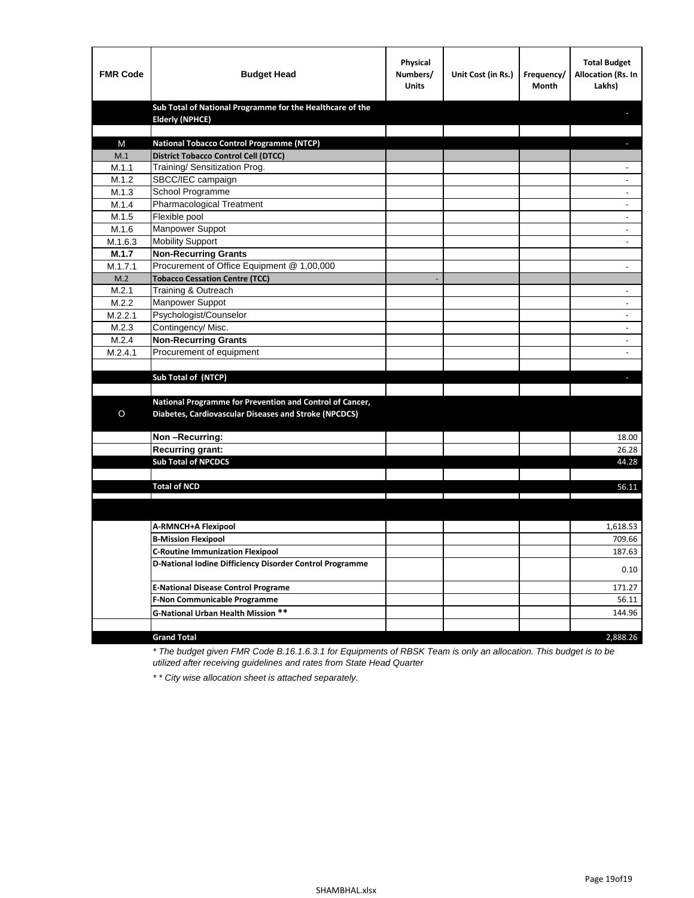| FMR Code | Budget Head | Physical Numbers/ Units | Unit Cost (in Rs.) | Frequency/ Month | Total Budget Allocation (Rs. In Lakhs) |
|---|---|---|---|---|---|
| | **Sub Total of National Programme for the Healthcare of the Elderly (NPHCE)** | | | | - |
| | | | | | |
| M | **National Tobacco Control Programme (NTCP)** | | | | - |
| M.1 | **District Tobacco Control Cell (DTCC)** | | | | |
| M.1.1 | Training/ Sensitization Prog. | | | | - |
| M.1.2 | SBCC/IEC campaign | | | | - |
| M.1.3 | School Programme | | | | - |
| M.1.4 | Pharmacological Treatment | | | | - |
| M.1.5 | Flexible pool | | | | - |
| M.1.6 | Manpower Suppot | | | | - |
| M.1.6.3 | Mobility Support | | | | - |
| **M.1.7** | **Non-Recurring Grants** | | | | |
| M.1.7.1 | Procurement of Office Equipment @ 1,00,000 | | | | - |
| M.2 | **Tobacco Cessation Centre (TCC)** | - | | | |
| M.2.1 | Training & Outreach | | | | - |
| M.2.2 | Manpower Suppot | | | | - |
| M.2.2.1 | Psychologist/Counselor | | | | - |
| M.2.3 | Contingency/ Misc. | | | | - |
| M.2.4 | **Non-Recurring Grants** | | | | - |
| M.2.4.1 | Procurement of equipment | | | | - |
| | | | | | |
| | **Sub Total of (NTCP)** | | | | - |
| | | | | | |
| O | **National Programme for Prevention and Control of Cancer, Diabetes, Cardiovascular Diseases and Stroke (NPCDCS)** | | | | |
| | **Non –Recurring:** | | | | 18.00 |
| | **Recurring grant:** | | | | 26.28 |
| | **Sub Total of NPCDCS** | | | | 44.28 |
| | | | | | |
| | **Total of NCD** | | | | 56.11 |
| | | | | | |
| | **A-RMNCH+A Flexipool** | | | | 1,618.53 |
| | **B-Mission Flexipool** | | | | 709.66 |
| | **C-Routine Immunization Flexipool** | | | | 187.63 |
| | **D-National Iodine Difficiency Disorder Control Programme** | | | | 0.10 |
| | **E-National Disease Control Programe** | | | | 171.27 |
| | **F-Non Communicable Programme** | | | | 56.11 |
| | **G-National Urban Health Mission \*\*** | | | | 144.96 |
| | | | | | |
| | **Grand Total** | | | | 2,888.26 |

*\* The budget given FMR Code B.16.1.6.3.1 for Equipments of RBSK Team is only an allocation. This budget is to be utilized after receiving guidelines and rates from State Head Quarter*

*\* \* City wise allocation sheet is attached separately.*

SHAMBHAL.xlsx